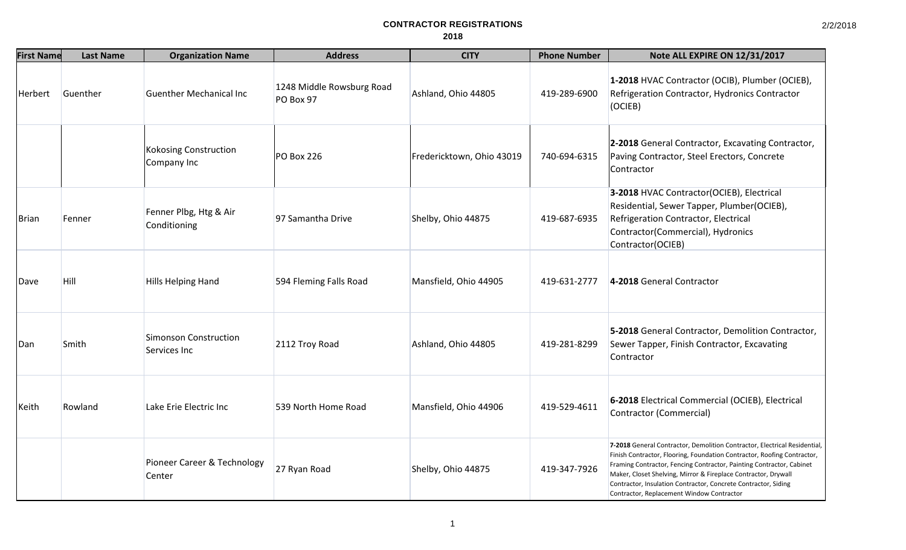# CONTRACTOR REGISTRATIONS

## 2018

| First Name | Last Name | Organization Name | Address | CITY | Phone Number | Note ALL EXPIRE ON 12/31/2017 |
|---|---|---|---|---|---|---|
| Herbert | Guenther | Guenther Mechanical Inc | 1248 Middle Rowsburg Road PO Box 97 | Ashland, Ohio 44805 | 419-289-6900 | **1-2018** HVAC Contractor (OCIB), Plumber (OCIEB), Refrigeration Contractor, Hydronics Contractor (OCIEB) |
| | | Kokosing Construction Company Inc | PO Box 226 | Fredericktown, Ohio 43019 | 740-694-6315 | **2-2018** General Contractor, Excavating Contractor, Paving Contractor, Steel Erectors, Concrete Contractor |
| Brian | Fenner | Fenner Plbg, Htg & Air Conditioning | 97 Samantha Drive | Shelby, Ohio 44875 | 419-687-6935 | **3-2018** HVAC Contractor(OCIEB), Electrical Residential, Sewer Tapper, Plumber(OCIEB), Refrigeration Contractor, Electrical Contractor(Commercial), Hydronics Contractor(OCIEB) |
| Dave | Hill | Hills Helping Hand | 594 Fleming Falls Road | Mansfield, Ohio 44905 | 419-631-2777 | **4-2018** General Contractor |
| Dan | Smith | Simonson Construction Services Inc | 2112 Troy Road | Ashland, Ohio 44805 | 419-281-8299 | **5-2018** General Contractor, Demolition Contractor, Sewer Tapper, Finish Contractor, Excavating Contractor |
| Keith | Rowland | Lake Erie Electric Inc | 539 North Home Road | Mansfield, Ohio 44906 | 419-529-4611 | **6-2018** Electrical Commercial (OCIEB), Electrical Contractor (Commercial) |
| | | Pioneer Career & Technology Center | 27 Ryan Road | Shelby, Ohio 44875 | 419-347-7926 | **7-2018** General Contractor, Demolition Contractor, Electrical Residential, Finish Contractor, Flooring, Foundation Contractor, Roofing Contractor, Framing Contractor, Fencing Contractor, Painting Contractor, Cabinet Maker, Closet Shelving, Mirror & Fireplace Contractor, Drywall Contractor, Insulation Contractor, Concrete Contractor, Siding Contractor, Replacement Window Contractor |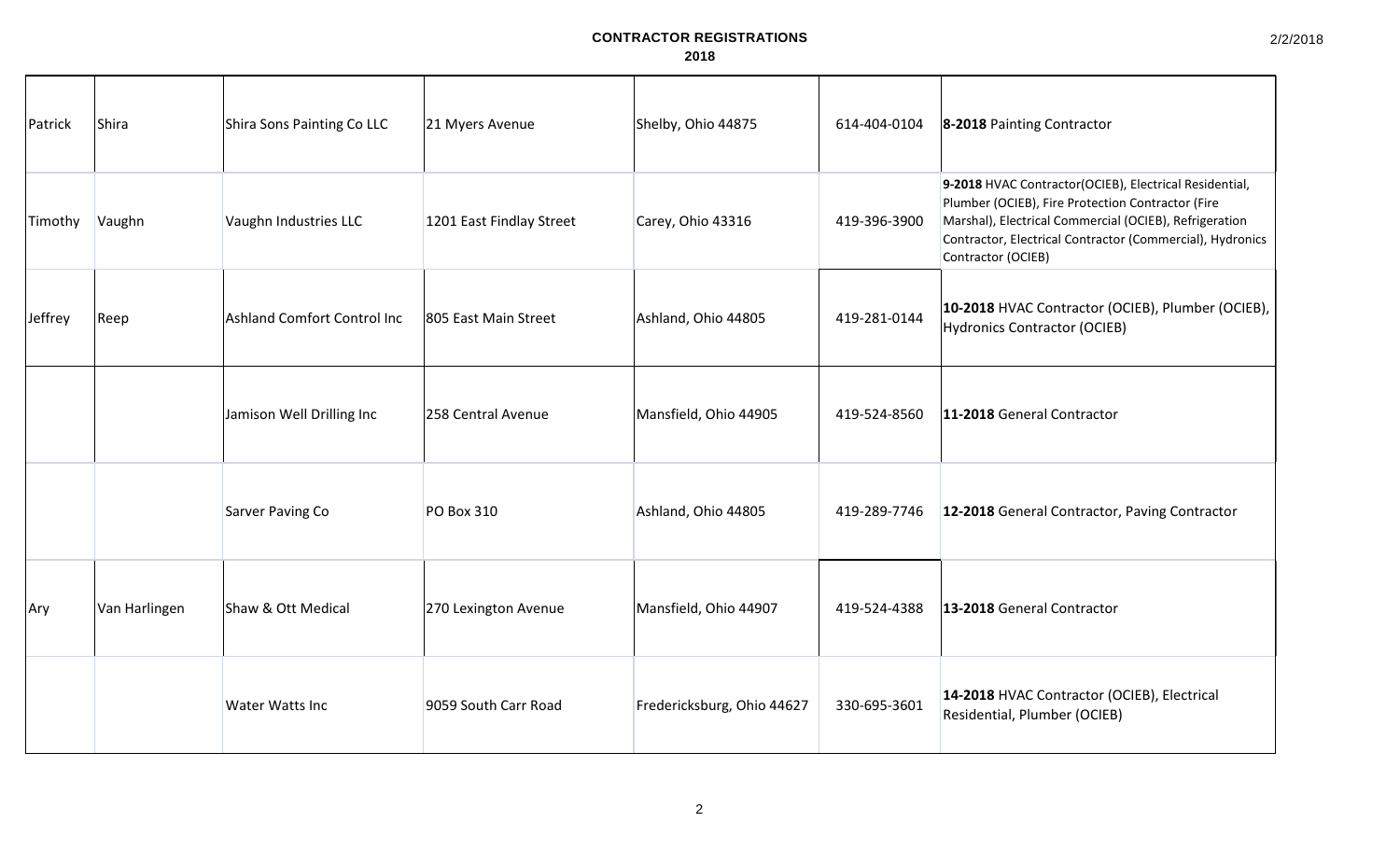**CONTRACTOR REGISTRATIONS**
**2018**

| | | | | | | |
|---|---|---|---|---|---|---|
| Patrick | Shira | Shira Sons Painting Co LLC | 21 Myers Avenue | Shelby, Ohio 44875 | 614-404-0104 | **8-2018** Painting Contractor |
| Timothy | Vaughn | Vaughn Industries LLC | 1201 East Findlay Street | Carey, Ohio 43316 | 419-396-3900 | **9-2018** HVAC Contractor(OCIEB), Electrical Residential, Plumber (OCIEB), Fire Protection Contractor (Fire Marshal), Electrical Commercial (OCIEB), Refrigeration Contractor, Electrical Contractor (Commercial), Hydronics Contractor (OCIEB) |
| Jeffrey | Reep | Ashland Comfort Control Inc | 805 East Main Street | Ashland, Ohio 44805 | 419-281-0144 | **10-2018** HVAC Contractor (OCIEB), Plumber (OCIEB), Hydronics Contractor (OCIEB) |
| | | Jamison Well Drilling Inc | 258 Central Avenue | Mansfield, Ohio 44905 | 419-524-8560 | **11-2018** General Contractor |
| | | Sarver Paving Co | PO Box 310 | Ashland, Ohio 44805 | 419-289-7746 | **12-2018** General Contractor, Paving Contractor |
| Ary | Van Harlingen | Shaw & Ott Medical | 270 Lexington Avenue | Mansfield, Ohio 44907 | 419-524-4388 | **13-2018** General Contractor |
| | | Water Watts Inc | 9059 South Carr Road | Fredericksburg, Ohio 44627 | 330-695-3601 | **14-2018** HVAC Contractor (OCIEB), Electrical Residential, Plumber (OCIEB) |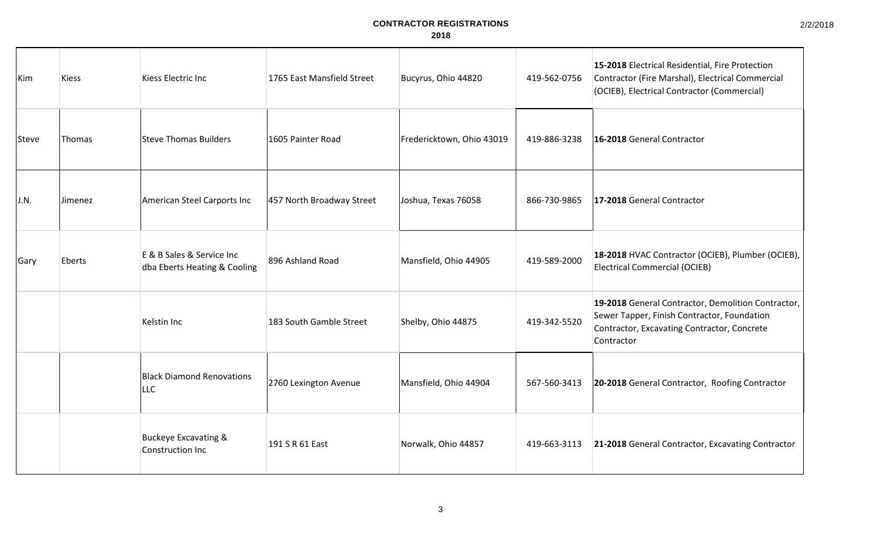# CONTRACTOR REGISTRATIONS

## 2018

| | | | | | | |
|---|---|---|---|---|---|---|
| Kim | Kiess | Kiess Electric Inc | 1765 East Mansfield Street | Bucyrus, Ohio 44820 | 419-562-0756 | **15-2018** Electrical Residential, Fire Protection Contractor (Fire Marshal), Electrical Commercial (OCIEB), Electrical Contractor (Commercial) |
| Steve | Thomas | Steve Thomas Builders | 1605 Painter Road | Fredericktown, Ohio 43019 | 419-886-3238 | **16-2018** General Contractor |
| J.N. | Jimenez | American Steel Carports Inc | 457 North Broadway Street | Joshua, Texas 76058 | 866-730-9865 | **17-2018** General Contractor |
| Gary | Eberts | E & B Sales & Service Inc dba Eberts Heating & Cooling | 896 Ashland Road | Mansfield, Ohio 44905 | 419-589-2000 | **18-2018** HVAC Contractor (OCIEB), Plumber (OCIEB), Electrical Commercial (OCIEB) |
| | | Kelstin Inc | 183 South Gamble Street | Shelby, Ohio 44875 | 419-342-5520 | **19-2018** General Contractor, Demolition Contractor, Sewer Tapper, Finish Contractor, Foundation Contractor, Excavating Contractor, Concrete Contractor |
| | | Black Diamond Renovations LLC | 2760 Lexington Avenue | Mansfield, Ohio 44904 | 567-560-3413 | **20-2018** General Contractor, Roofing Contractor |
| | | Buckeye Excavating & Construction Inc | 191 S R 61 East | Norwalk, Ohio 44857 | 419-663-3113 | **21-2018** General Contractor, Excavating Contractor |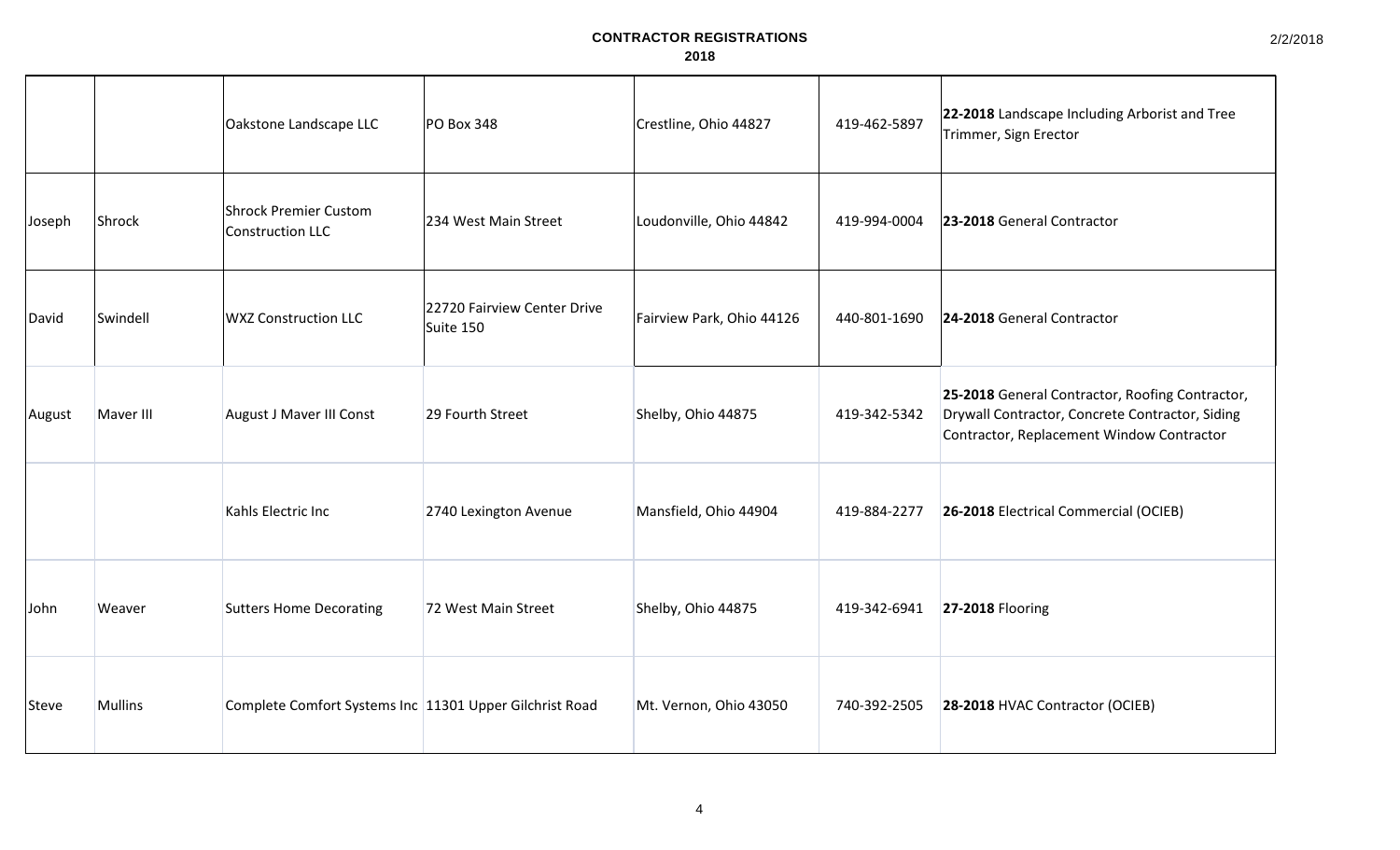# CONTRACTOR REGISTRATIONS

## 2018

| | | | | | | |
|---|---|---|---|---|---|---|
| | | Oakstone Landscape LLC | PO Box 348 | Crestline, Ohio 44827 | 419-462-5897 | **22-2018** Landscape Including Arborist and Tree Trimmer, Sign Erector |
| Joseph | Shrock | Shrock Premier Custom Construction LLC | 234 West Main Street | Loudonville, Ohio 44842 | 419-994-0004 | **23-2018** General Contractor |
| David | Swindell | WXZ Construction LLC | 22720 Fairview Center Drive Suite 150 | Fairview Park, Ohio 44126 | 440-801-1690 | **24-2018** General Contractor |
| August | Maver III | August J Maver III Const | 29 Fourth Street | Shelby, Ohio 44875 | 419-342-5342 | **25-2018** General Contractor, Roofing Contractor, Drywall Contractor, Concrete Contractor, Siding Contractor, Replacement Window Contractor |
| | | Kahls Electric Inc | 2740 Lexington Avenue | Mansfield, Ohio 44904 | 419-884-2277 | **26-2018** Electrical Commercial (OCIEB) |
| John | Weaver | Sutters Home Decorating | 72 West Main Street | Shelby, Ohio 44875 | 419-342-6941 | **27-2018** Flooring |
| Steve | Mullins | Complete Comfort Systems Inc | 11301 Upper Gilchrist Road | Mt. Vernon, Ohio 43050 | 740-392-2505 | **28-2018** HVAC Contractor (OCIEB) |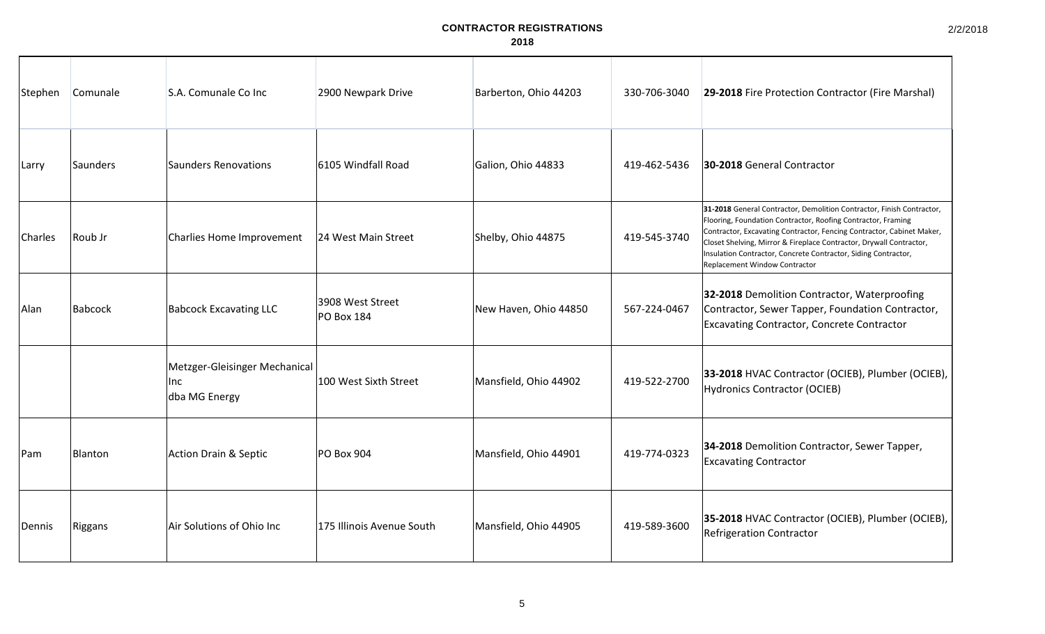# CONTRACTOR REGISTRATIONS

## 2018

| | | | | | | |
|---|---|---|---|---|---|---|
| Stephen | Comunale | S.A. Comunale Co Inc | 2900 Newpark Drive | Barberton, Ohio 44203 | 330-706-3040 | **29-2018** Fire Protection Contractor (Fire Marshal) |
| Larry | Saunders | Saunders Renovations | 6105 Windfall Road | Galion, Ohio 44833 | 419-462-5436 | **30-2018** General Contractor |
| Charles | Roub Jr | Charlies Home Improvement | 24 West Main Street | Shelby, Ohio 44875 | 419-545-3740 | **31-2018** General Contractor, Demolition Contractor, Finish Contractor, Flooring, Foundation Contractor, Roofing Contractor, Framing Contractor, Excavating Contractor, Fencing Contractor, Cabinet Maker, Closet Shelving, Mirror & Fireplace Contractor, Drywall Contractor, Insulation Contractor, Concrete Contractor, Siding Contractor, Replacement Window Contractor |
| Alan | Babcock | Babcock Excavating LLC | 3908 West Street<br>PO Box 184 | New Haven, Ohio 44850 | 567-224-0467 | **32-2018** Demolition Contractor, Waterproofing Contractor, Sewer Tapper, Foundation Contractor, Excavating Contractor, Concrete Contractor |
| | | Metzger-Gleisinger Mechanical Inc<br>dba MG Energy | 100 West Sixth Street | Mansfield, Ohio 44902 | 419-522-2700 | **33-2018** HVAC Contractor (OCIEB), Plumber (OCIEB), Hydronics Contractor (OCIEB) |
| Pam | Blanton | Action Drain & Septic | PO Box 904 | Mansfield, Ohio 44901 | 419-774-0323 | **34-2018** Demolition Contractor, Sewer Tapper, Excavating Contractor |
| Dennis | Riggans | Air Solutions of Ohio Inc | 175 Illinois Avenue South | Mansfield, Ohio 44905 | 419-589-3600 | **35-2018** HVAC Contractor (OCIEB), Plumber (OCIEB), Refrigeration Contractor |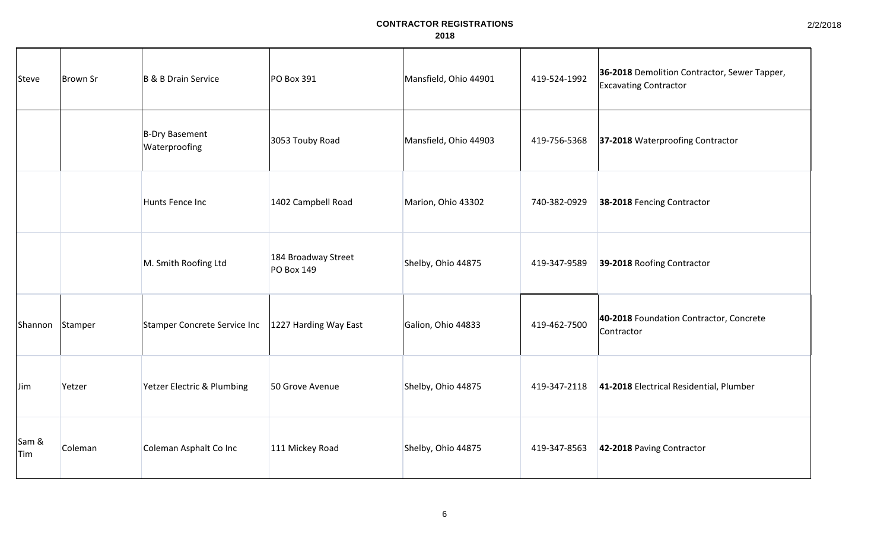**CONTRACTOR REGISTRATIONS**
**2018**

| | | | | | | |
|---|---|---|---|---|---|---|
| Steve | Brown Sr | B & B Drain Service | PO Box 391 | Mansfield, Ohio 44901 | 419-524-1992 | **36-2018** Demolition Contractor, Sewer Tapper, Excavating Contractor |
| | | B-Dry Basement Waterproofing | 3053 Touby Road | Mansfield, Ohio 44903 | 419-756-5368 | **37-2018** Waterproofing Contractor |
| | | Hunts Fence Inc | 1402 Campbell Road | Marion, Ohio 43302 | 740-382-0929 | **38-2018** Fencing Contractor |
| | | M. Smith Roofing Ltd | 184 Broadway Street PO Box 149 | Shelby, Ohio 44875 | 419-347-9589 | **39-2018** Roofing Contractor |
| Shannon | Stamper | Stamper Concrete Service Inc | 1227 Harding Way East | Galion, Ohio 44833 | 419-462-7500 | **40-2018** Foundation Contractor, Concrete Contractor |
| Jim | Yetzer | Yetzer Electric & Plumbing | 50 Grove Avenue | Shelby, Ohio 44875 | 419-347-2118 | **41-2018** Electrical Residential, Plumber |
| Sam & Tim | Coleman | Coleman Asphalt Co Inc | 111 Mickey Road | Shelby, Ohio 44875 | 419-347-8563 | **42-2018** Paving Contractor |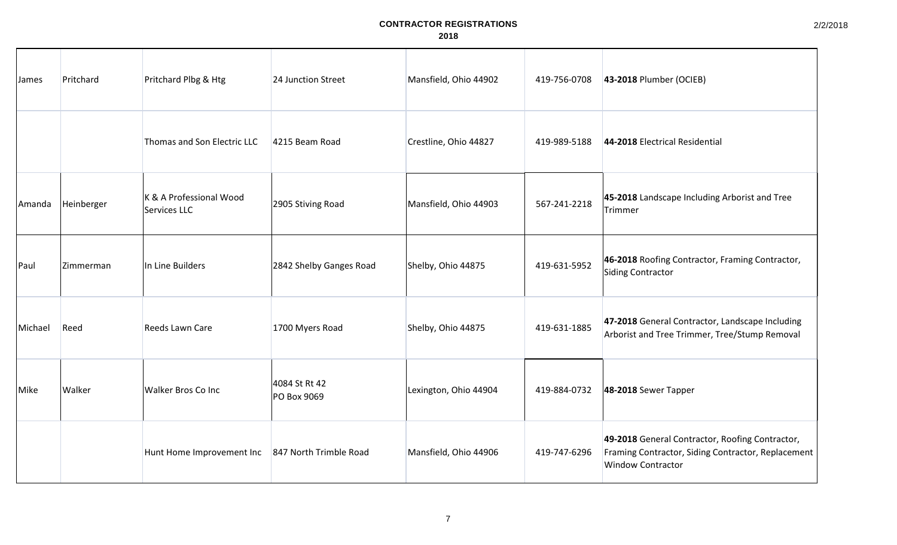# CONTRACTOR REGISTRATIONS

## 2018

| | | | | | | |
|---|---|---|---|---|---|---|
| James | Pritchard | Pritchard Plbg & Htg | 24 Junction Street | Mansfield, Ohio 44902 | 419-756-0708 | **43-2018** Plumber (OCIEB) |
| | | Thomas and Son Electric LLC | 4215 Beam Road | Crestline, Ohio 44827 | 419-989-5188 | **44-2018** Electrical Residential |
| Amanda | Heinberger | K & A Professional Wood Services LLC | 2905 Stiving Road | Mansfield, Ohio 44903 | 567-241-2218 | **45-2018** Landscape Including Arborist and Tree Trimmer |
| Paul | Zimmerman | In Line Builders | 2842 Shelby Ganges Road | Shelby, Ohio 44875 | 419-631-5952 | **46-2018** Roofing Contractor, Framing Contractor, Siding Contractor |
| Michael | Reed | Reeds Lawn Care | 1700 Myers Road | Shelby, Ohio 44875 | 419-631-1885 | **47-2018** General Contractor, Landscape Including Arborist and Tree Trimmer, Tree/Stump Removal |
| Mike | Walker | Walker Bros Co Inc | 4084 St Rt 42<br>PO Box 9069 | Lexington, Ohio 44904 | 419-884-0732 | **48-2018** Sewer Tapper |
| | | Hunt Home Improvement Inc | 847 North Trimble Road | Mansfield, Ohio 44906 | 419-747-6296 | **49-2018** General Contractor, Roofing Contractor, Framing Contractor, Siding Contractor, Replacement Window Contractor |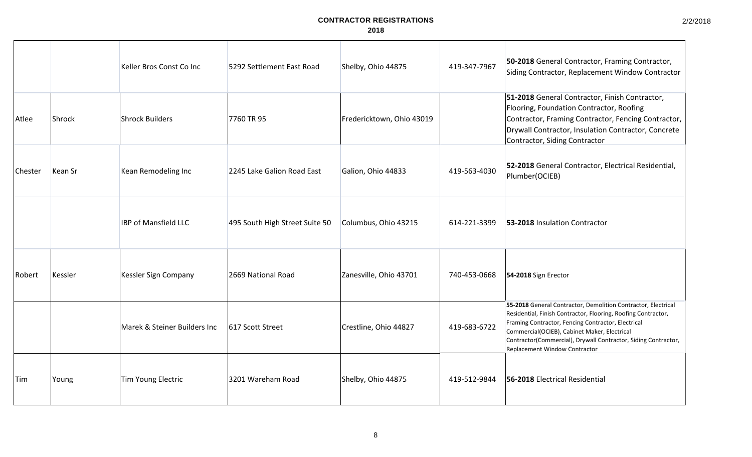**CONTRACTOR REGISTRATIONS**

**2018**

| | | | | | | |
|---|---|---|---|---|---|---|
| | | Keller Bros Const Co Inc | 5292 Settlement East Road | Shelby, Ohio 44875 | 419-347-7967 | **50-2018** General Contractor, Framing Contractor, Siding Contractor, Replacement Window Contractor |
| Atlee | Shrock | Shrock Builders | 7760 TR 95 | Fredericktown, Ohio 43019 | | **51-2018** General Contractor, Finish Contractor, Flooring, Foundation Contractor, Roofing Contractor, Framing Contractor, Fencing Contractor, Drywall Contractor, Insulation Contractor, Concrete Contractor, Siding Contractor |
| Chester | Kean Sr | Kean Remodeling Inc | 2245 Lake Galion Road East | Galion, Ohio 44833 | 419-563-4030 | **52-2018** General Contractor, Electrical Residential, Plumber(OCIEB) |
| | | IBP of Mansfield LLC | 495 South High Street Suite 50 | Columbus, Ohio 43215 | 614-221-3399 | **53-2018** Insulation Contractor |
| Robert | Kessler | Kessler Sign Company | 2669 National Road | Zanesville, Ohio 43701 | 740-453-0668 | **54-2018** Sign Erector |
| | | Marek & Steiner Builders Inc | 617 Scott Street | Crestline, Ohio 44827 | 419-683-6722 | **55-2018** General Contractor, Demolition Contractor, Electrical Residential, Finish Contractor, Flooring, Roofing Contractor, Framing Contractor, Fencing Contractor, Electrical Commercial(OCIEB), Cabinet Maker, Electrical Contractor(Commercial), Drywall Contractor, Siding Contractor, Replacement Window Contractor |
| Tim | Young | Tim Young Electric | 3201 Wareham Road | Shelby, Ohio 44875 | 419-512-9844 | **56-2018** Electrical Residential |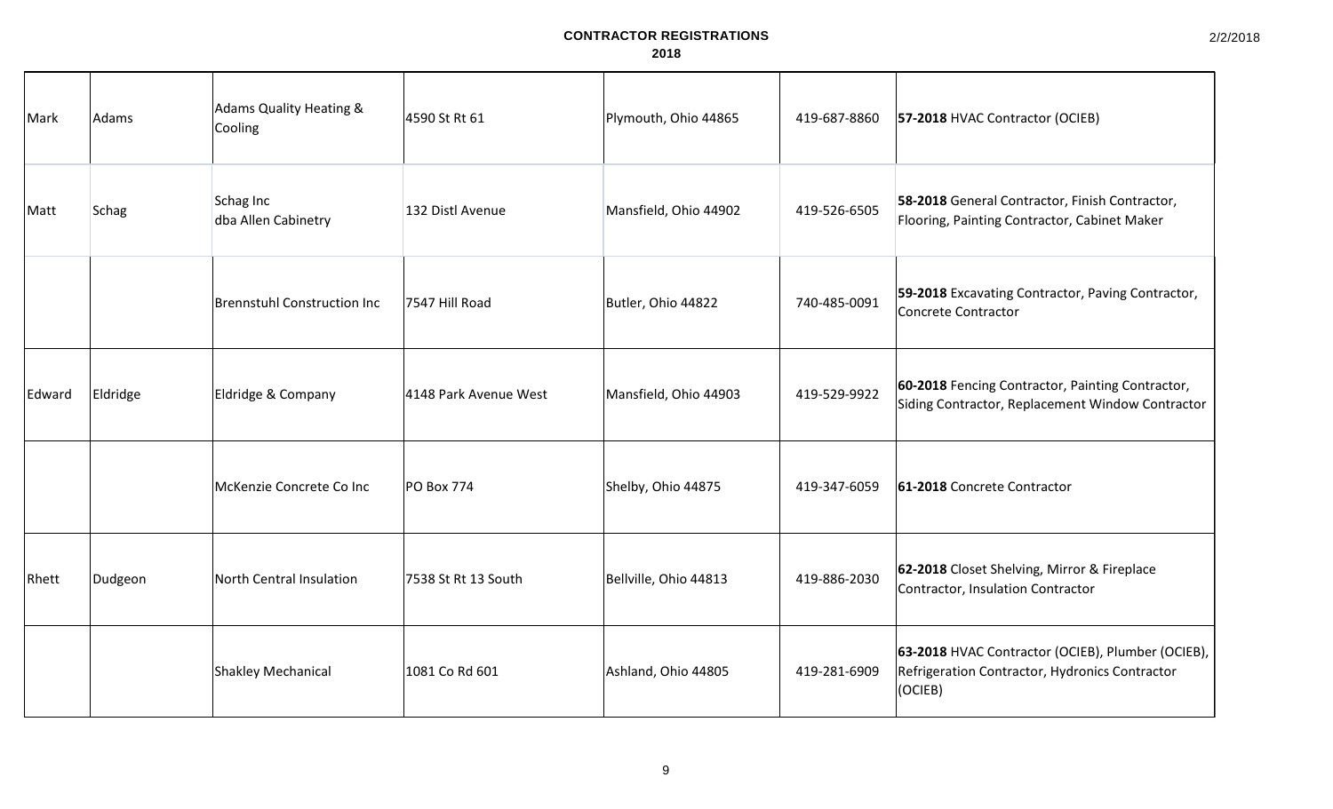# CONTRACTOR REGISTRATIONS

## 2018

| | | | | | | |
|---|---|---|---|---|---|---|
| Mark | Adams | Adams Quality Heating & Cooling | 4590 St Rt 61 | Plymouth, Ohio 44865 | 419-687-8860 | **57-2018** HVAC Contractor (OCIEB) |
| Matt | Schag | Schag Inc dba Allen Cabinetry | 132 Distl Avenue | Mansfield, Ohio 44902 | 419-526-6505 | **58-2018** General Contractor, Finish Contractor, Flooring, Painting Contractor, Cabinet Maker |
| | | Brennstuhl Construction Inc | 7547 Hill Road | Butler, Ohio 44822 | 740-485-0091 | **59-2018** Excavating Contractor, Paving Contractor, Concrete Contractor |
| Edward | Eldridge | Eldridge & Company | 4148 Park Avenue West | Mansfield, Ohio 44903 | 419-529-9922 | **60-2018** Fencing Contractor, Painting Contractor, Siding Contractor, Replacement Window Contractor |
| | | McKenzie Concrete Co Inc | PO Box 774 | Shelby, Ohio 44875 | 419-347-6059 | **61-2018** Concrete Contractor |
| Rhett | Dudgeon | North Central Insulation | 7538 St Rt 13 South | Bellville, Ohio 44813 | 419-886-2030 | **62-2018** Closet Shelving, Mirror & Fireplace Contractor, Insulation Contractor |
| | | Shakley Mechanical | 1081 Co Rd 601 | Ashland, Ohio 44805 | 419-281-6909 | **63-2018** HVAC Contractor (OCIEB), Plumber (OCIEB), Refrigeration Contractor, Hydronics Contractor (OCIEB) |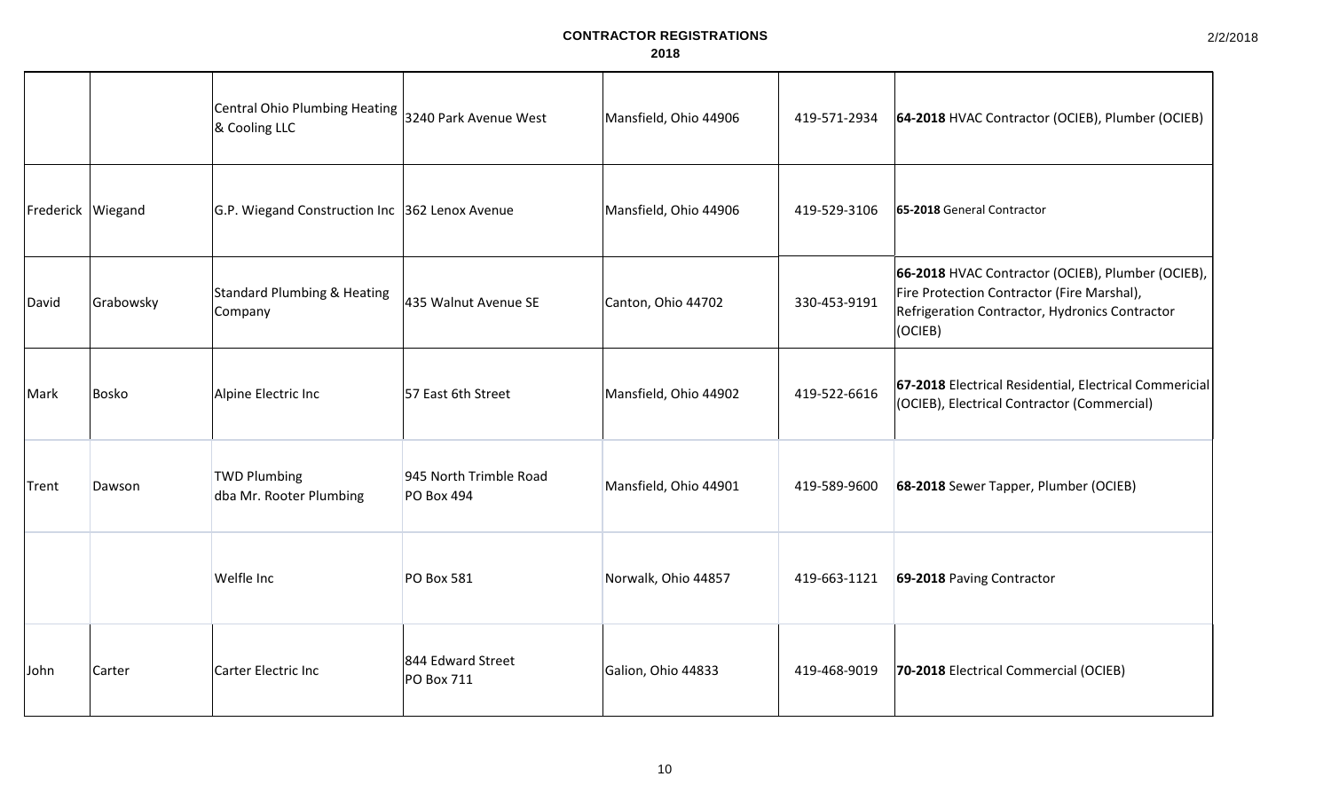# CONTRACTOR REGISTRATIONS

## 2018

| | | | | | | |
|---|---|---|---|---|---|---|
| | | Central Ohio Plumbing Heating & Cooling LLC | 3240 Park Avenue West | Mansfield, Ohio 44906 | 419-571-2934 | **64-2018** HVAC Contractor (OCIEB), Plumber (OCIEB) |
| Frederick | Wiegand | G.P. Wiegand Construction Inc | 362 Lenox Avenue | Mansfield, Ohio 44906 | 419-529-3106 | **65-2018** General Contractor |
| David | Grabowsky | Standard Plumbing & Heating Company | 435 Walnut Avenue SE | Canton, Ohio 44702 | 330-453-9191 | **66-2018** HVAC Contractor (OCIEB), Plumber (OCIEB), Fire Protection Contractor (Fire Marshal), Refrigeration Contractor, Hydronics Contractor (OCIEB) |
| Mark | Bosko | Alpine Electric Inc | 57 East 6th Street | Mansfield, Ohio 44902 | 419-522-6616 | **67-2018** Electrical Residential, Electrical Commericial (OCIEB), Electrical Contractor (Commercial) |
| Trent | Dawson | TWD Plumbing dba Mr. Rooter Plumbing | 945 North Trimble Road PO Box 494 | Mansfield, Ohio 44901 | 419-589-9600 | **68-2018** Sewer Tapper, Plumber (OCIEB) |
| | | Welfle Inc | PO Box 581 | Norwalk, Ohio 44857 | 419-663-1121 | **69-2018** Paving Contractor |
| John | Carter | Carter Electric Inc | 844 Edward Street PO Box 711 | Galion, Ohio 44833 | 419-468-9019 | **70-2018** Electrical Commercial (OCIEB) |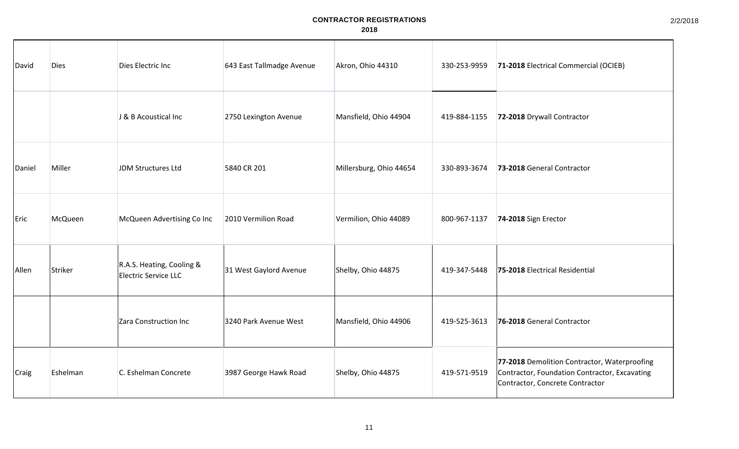**CONTRACTOR REGISTRATIONS**
**2018**

| | | | | | | |
|---|---|---|---|---|---|---|
| David | Dies | Dies Electric Inc | 643 East Tallmadge Avenue | Akron, Ohio 44310 | 330-253-9959 | **71-2018** Electrical Commercial (OCIEB) |
| | | J & B Acoustical Inc | 2750 Lexington Avenue | Mansfield, Ohio 44904 | 419-884-1155 | **72-2018** Drywall Contractor |
| Daniel | Miller | JDM Structures Ltd | 5840 CR 201 | Millersburg, Ohio 44654 | 330-893-3674 | **73-2018** General Contractor |
| Eric | McQueen | McQueen Advertising Co Inc | 2010 Vermilion Road | Vermilion, Ohio 44089 | 800-967-1137 | **74-2018** Sign Erector |
| Allen | Striker | R.A.S. Heating, Cooling & Electric Service LLC | 31 West Gaylord Avenue | Shelby, Ohio 44875 | 419-347-5448 | **75-2018** Electrical Residential |
| | | Zara Construction Inc | 3240 Park Avenue West | Mansfield, Ohio 44906 | 419-525-3613 | **76-2018** General Contractor |
| Craig | Eshelman | C. Eshelman Concrete | 3987 George Hawk Road | Shelby, Ohio 44875 | 419-571-9519 | **77-2018** Demolition Contractor, Waterproofing Contractor, Foundation Contractor, Excavating Contractor, Concrete Contractor |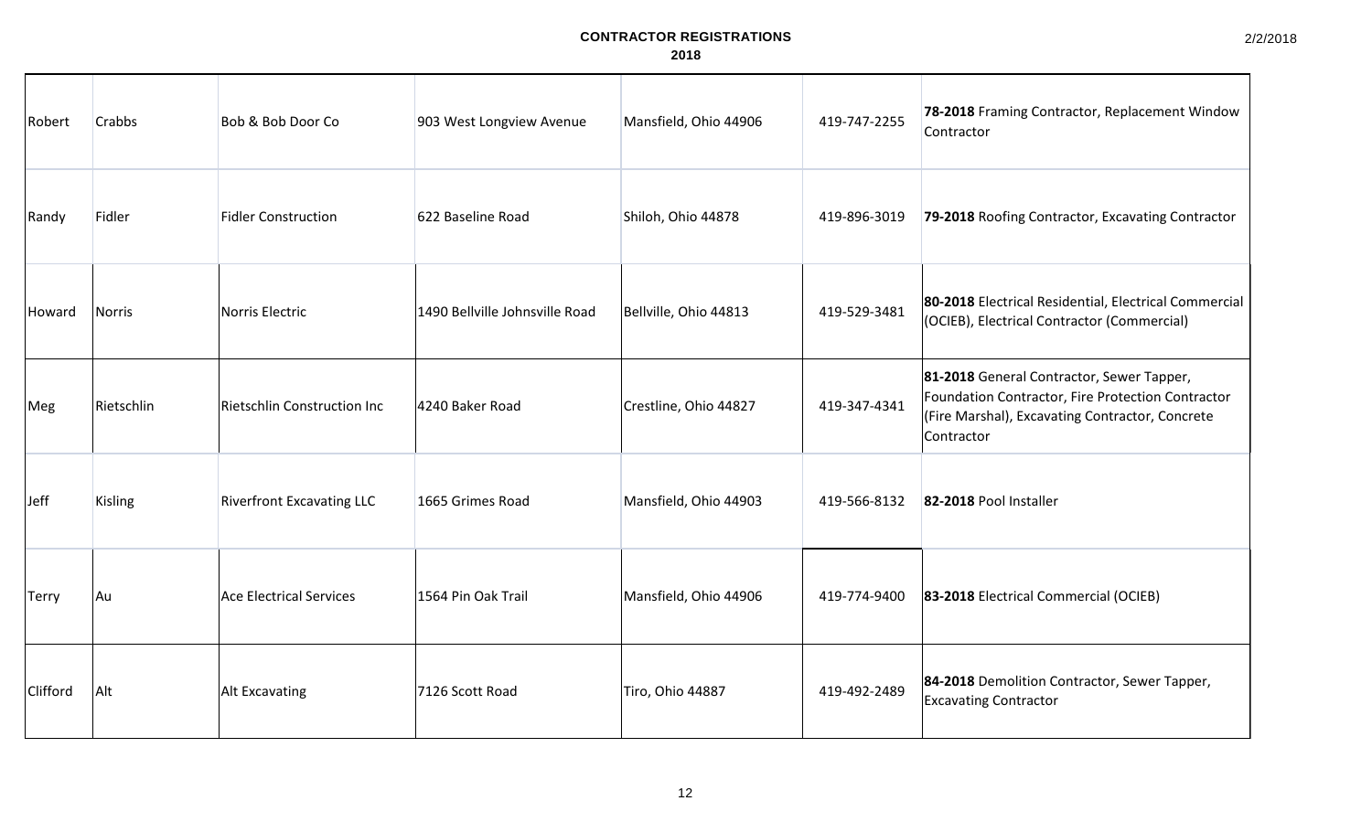**CONTRACTOR REGISTRATIONS**
**2018**

| | | | | | | |
|---|---|---|---|---|---|---|
| Robert | Crabbs | Bob & Bob Door Co | 903 West Longview Avenue | Mansfield, Ohio 44906 | 419-747-2255 | **78-2018** Framing Contractor, Replacement Window Contractor |
| Randy | Fidler | Fidler Construction | 622 Baseline Road | Shiloh, Ohio 44878 | 419-896-3019 | **79-2018** Roofing Contractor, Excavating Contractor |
| Howard | Norris | Norris Electric | 1490 Bellville Johnsville Road | Bellville, Ohio 44813 | 419-529-3481 | **80-2018** Electrical Residential, Electrical Commercial (OCIEB), Electrical Contractor (Commercial) |
| Meg | Rietschlin | Rietschlin Construction Inc | 4240 Baker Road | Crestline, Ohio 44827 | 419-347-4341 | **81-2018** General Contractor, Sewer Tapper, Foundation Contractor, Fire Protection Contractor (Fire Marshal), Excavating Contractor, Concrete Contractor |
| Jeff | Kisling | Riverfront Excavating LLC | 1665 Grimes Road | Mansfield, Ohio 44903 | 419-566-8132 | **82-2018** Pool Installer |
| Terry | Au | Ace Electrical Services | 1564 Pin Oak Trail | Mansfield, Ohio 44906 | 419-774-9400 | **83-2018** Electrical Commercial (OCIEB) |
| Clifford | Alt | Alt Excavating | 7126 Scott Road | Tiro, Ohio 44887 | 419-492-2489 | **84-2018** Demolition Contractor, Sewer Tapper, Excavating Contractor |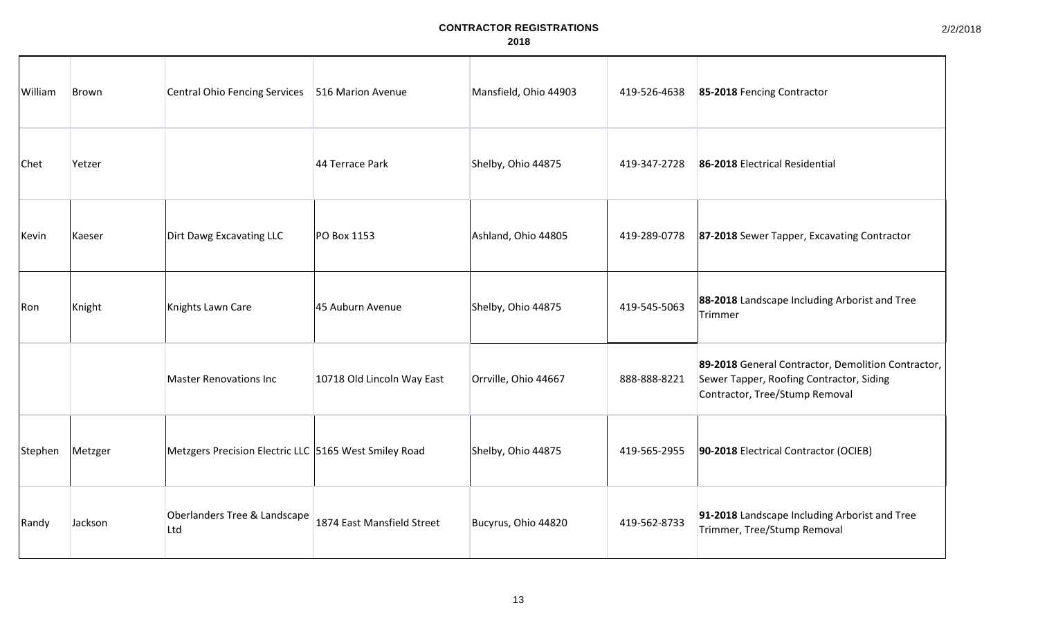**CONTRACTOR REGISTRATIONS**
**2018**

| | | | | | | |
|---|---|---|---|---|---|---|
| William | Brown | Central Ohio Fencing Services | 516 Marion Avenue | Mansfield, Ohio 44903 | 419-526-4638 | **85-2018** Fencing Contractor |
| Chet | Yetzer | | 44 Terrace Park | Shelby, Ohio 44875 | 419-347-2728 | **86-2018** Electrical Residential |
| Kevin | Kaeser | Dirt Dawg Excavating LLC | PO Box 1153 | Ashland, Ohio 44805 | 419-289-0778 | **87-2018** Sewer Tapper, Excavating Contractor |
| Ron | Knight | Knights Lawn Care | 45 Auburn Avenue | Shelby, Ohio 44875 | 419-545-5063 | **88-2018** Landscape Including Arborist and Tree Trimmer |
| | | Master Renovations Inc | 10718 Old Lincoln Way East | Orrville, Ohio 44667 | 888-888-8221 | **89-2018** General Contractor, Demolition Contractor, Sewer Tapper, Roofing Contractor, Siding Contractor, Tree/Stump Removal |
| Stephen | Metzger | Metzgers Precision Electric LLC | 5165 West Smiley Road | Shelby, Ohio 44875 | 419-565-2955 | **90-2018** Electrical Contractor (OCIEB) |
| Randy | Jackson | Oberlanders Tree & Landscape Ltd | 1874 East Mansfield Street | Bucyrus, Ohio 44820 | 419-562-8733 | **91-2018** Landscape Including Arborist and Tree Trimmer, Tree/Stump Removal |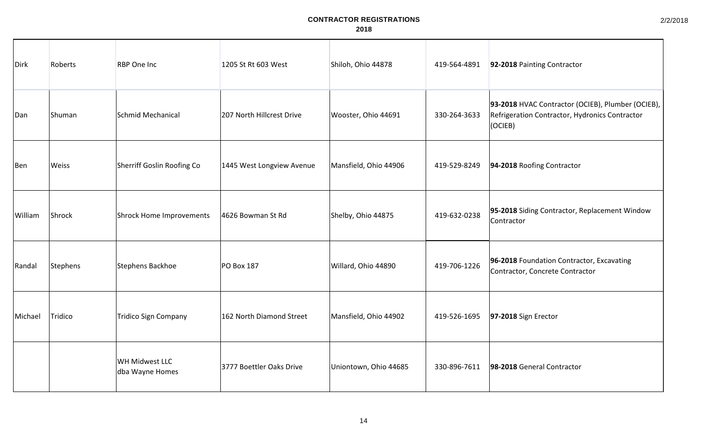**CONTRACTOR REGISTRATIONS**

**2018**

2/2/2018

| | | | | | | |
|---|---|---|---|---|---|---|
| Dirk | Roberts | RBP One Inc | 1205 St Rt 603 West | Shiloh, Ohio 44878 | 419-564-4891 | **92-2018** Painting Contractor |
| Dan | Shuman | Schmid Mechanical | 207 North Hillcrest Drive | Wooster, Ohio 44691 | 330-264-3633 | **93-2018** HVAC Contractor (OCIEB), Plumber (OCIEB), Refrigeration Contractor, Hydronics Contractor (OCIEB) |
| Ben | Weiss | Sherriff Goslin Roofing Co | 1445 West Longview Avenue | Mansfield, Ohio 44906 | 419-529-8249 | **94-2018** Roofing Contractor |
| William | Shrock | Shrock Home Improvements | 4626 Bowman St Rd | Shelby, Ohio 44875 | 419-632-0238 | **95-2018** Siding Contractor, Replacement Window Contractor |
| Randal | Stephens | Stephens Backhoe | PO Box 187 | Willard, Ohio 44890 | 419-706-1226 | **96-2018** Foundation Contractor, Excavating Contractor, Concrete Contractor |
| Michael | Tridico | Tridico Sign Company | 162 North Diamond Street | Mansfield, Ohio 44902 | 419-526-1695 | **97-2018** Sign Erector |
| | | WH Midwest LLC dba Wayne Homes | 3777 Boettler Oaks Drive | Uniontown, Ohio 44685 | 330-896-7611 | **98-2018** General Contractor |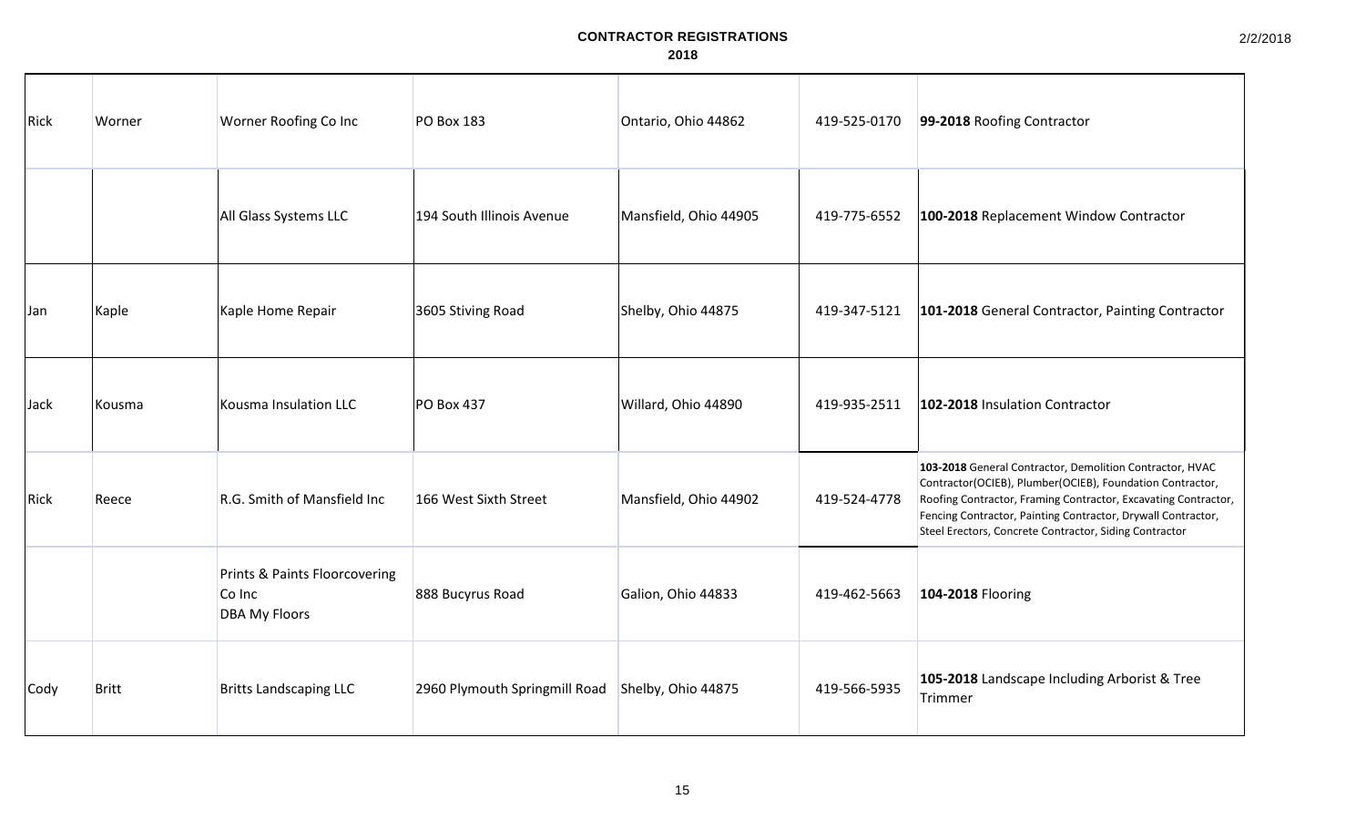**CONTRACTOR REGISTRATIONS**

**2018**

| | | | | | | |
|---|---|---|---|---|---|---|
| Rick | Worner | Worner Roofing Co Inc | PO Box 183 | Ontario, Ohio 44862 | 419-525-0170 | **99-2018** Roofing Contractor |
| | | All Glass Systems LLC | 194 South Illinois Avenue | Mansfield, Ohio 44905 | 419-775-6552 | **100-2018** Replacement Window Contractor |
| Jan | Kaple | Kaple Home Repair | 3605 Stiving Road | Shelby, Ohio 44875 | 419-347-5121 | **101-2018** General Contractor, Painting Contractor |
| Jack | Kousma | Kousma Insulation LLC | PO Box 437 | Willard, Ohio 44890 | 419-935-2511 | **102-2018** Insulation Contractor |
| Rick | Reece | R.G. Smith of Mansfield Inc | 166 West Sixth Street | Mansfield, Ohio 44902 | 419-524-4778 | **103-2018** General Contractor, Demolition Contractor, HVAC Contractor(OCIEB), Plumber(OCIEB), Foundation Contractor, Roofing Contractor, Framing Contractor, Excavating Contractor, Fencing Contractor, Painting Contractor, Drywall Contractor, Steel Erectors, Concrete Contractor, Siding Contractor |
| | | Prints & Paints Floorcovering Co Inc DBA My Floors | 888 Bucyrus Road | Galion, Ohio 44833 | 419-462-5663 | **104-2018** Flooring |
| Cody | Britt | Britts Landscaping LLC | 2960 Plymouth Springmill Road | Shelby, Ohio 44875 | 419-566-5935 | **105-2018** Landscape Including Arborist & Tree Trimmer |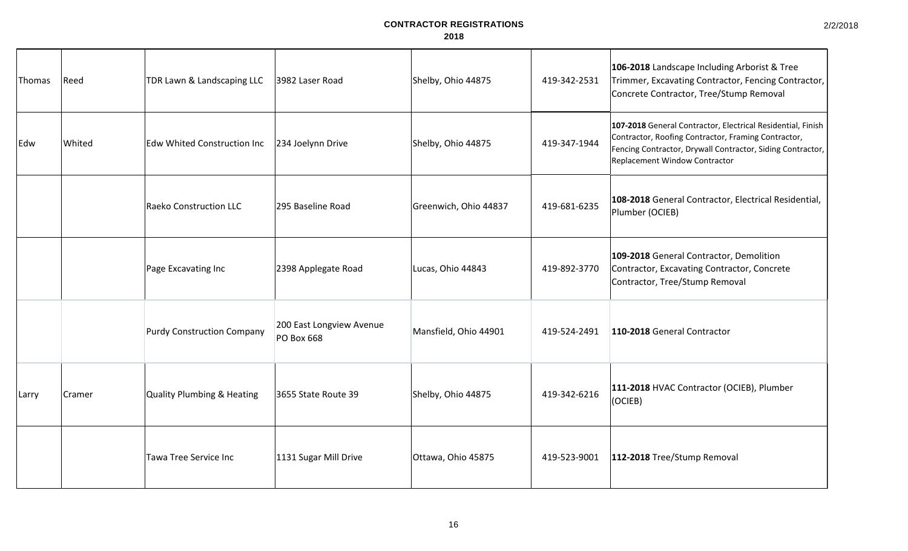# CONTRACTOR REGISTRATIONS

## 2018

| | | | | | | |
|---|---|---|---|---|---|---|
| Thomas | Reed | TDR Lawn & Landscaping LLC | 3982 Laser Road | Shelby, Ohio 44875 | 419-342-2531 | **106-2018** Landscape Including Arborist & Tree Trimmer, Excavating Contractor, Fencing Contractor, Concrete Contractor, Tree/Stump Removal |
| Edw | Whited | Edw Whited Construction Inc | 234 Joelynn Drive | Shelby, Ohio 44875 | 419-347-1944 | **107-2018** General Contractor, Electrical Residential, Finish Contractor, Roofing Contractor, Framing Contractor, Fencing Contractor, Drywall Contractor, Siding Contractor, Replacement Window Contractor |
| | | Raeko Construction LLC | 295 Baseline Road | Greenwich, Ohio 44837 | 419-681-6235 | **108-2018** General Contractor, Electrical Residential, Plumber (OCIEB) |
| | | Page Excavating Inc | 2398 Applegate Road | Lucas, Ohio 44843 | 419-892-3770 | **109-2018** General Contractor, Demolition Contractor, Excavating Contractor, Concrete Contractor, Tree/Stump Removal |
| | | Purdy Construction Company | 200 East Longview Avenue PO Box 668 | Mansfield, Ohio 44901 | 419-524-2491 | **110-2018** General Contractor |
| Larry | Cramer | Quality Plumbing & Heating | 3655 State Route 39 | Shelby, Ohio 44875 | 419-342-6216 | **111-2018** HVAC Contractor (OCIEB), Plumber (OCIEB) |
| | | Tawa Tree Service Inc | 1131 Sugar Mill Drive | Ottawa, Ohio 45875 | 419-523-9001 | **112-2018** Tree/Stump Removal |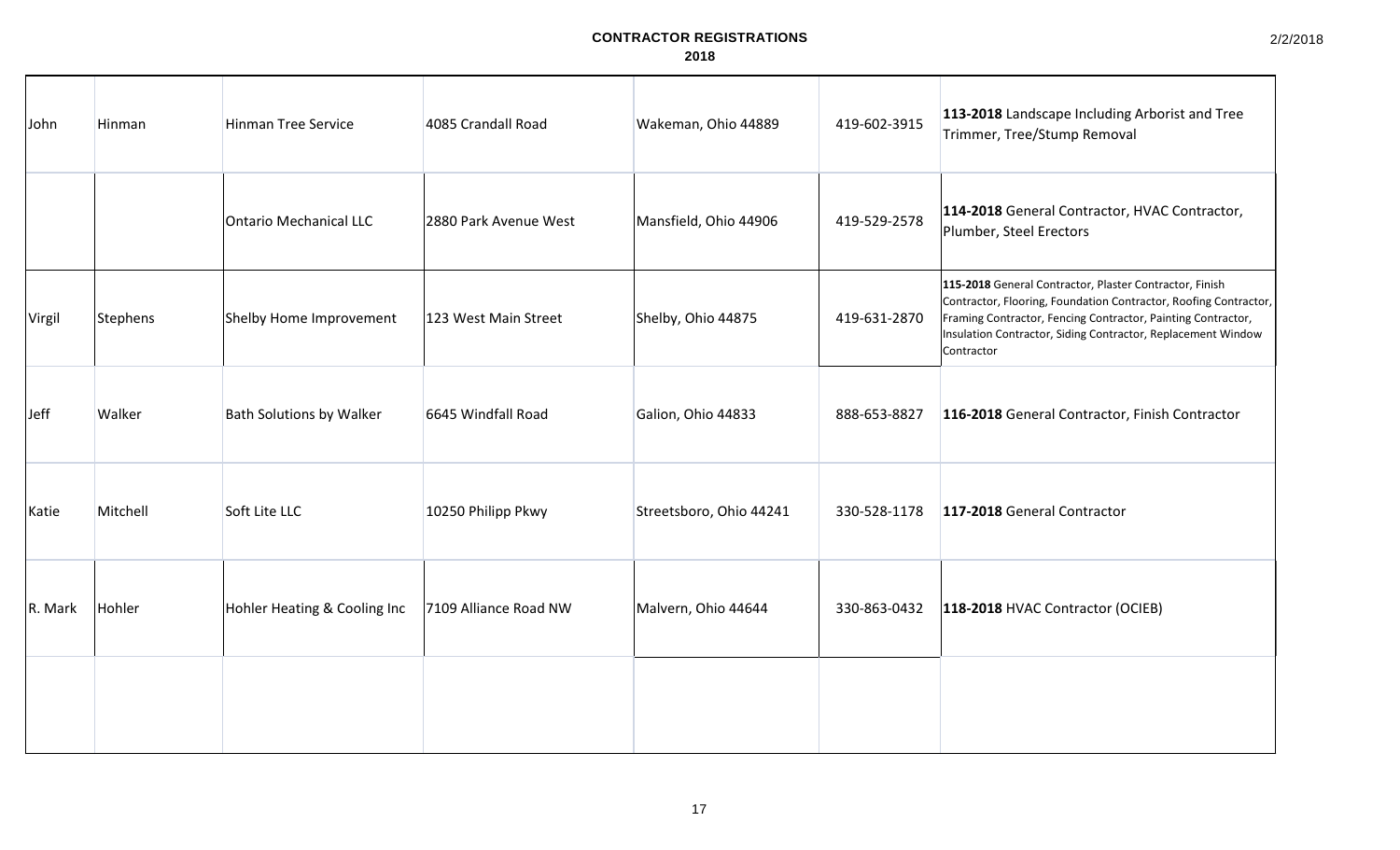**CONTRACTOR REGISTRATIONS**

**2018**

2/2/2018

| | | | | | | |
|---|---|---|---|---|---|---|
| John | Hinman | Hinman Tree Service | 4085 Crandall Road | Wakeman, Ohio 44889 | 419-602-3915 | **113-2018** Landscape Including Arborist and Tree Trimmer, Tree/Stump Removal |
| | | Ontario Mechanical LLC | 2880 Park Avenue West | Mansfield, Ohio 44906 | 419-529-2578 | **114-2018** General Contractor, HVAC Contractor, Plumber, Steel Erectors |
| Virgil | Stephens | Shelby Home Improvement | 123 West Main Street | Shelby, Ohio 44875 | 419-631-2870 | **115-2018** General Contractor, Plaster Contractor, Finish Contractor, Flooring, Foundation Contractor, Roofing Contractor, Framing Contractor, Fencing Contractor, Painting Contractor, Insulation Contractor, Siding Contractor, Replacement Window Contractor |
| Jeff | Walker | Bath Solutions by Walker | 6645 Windfall Road | Galion, Ohio 44833 | 888-653-8827 | **116-2018** General Contractor, Finish Contractor |
| Katie | Mitchell | Soft Lite LLC | 10250 Philipp Pkwy | Streetsboro, Ohio 44241 | 330-528-1178 | **117-2018** General Contractor |
| R. Mark | Hohler | Hohler Heating & Cooling Inc | 7109 Alliance Road NW | Malvern, Ohio 44644 | 330-863-0432 | **118-2018** HVAC Contractor (OCIEB) |
| | | | | | | |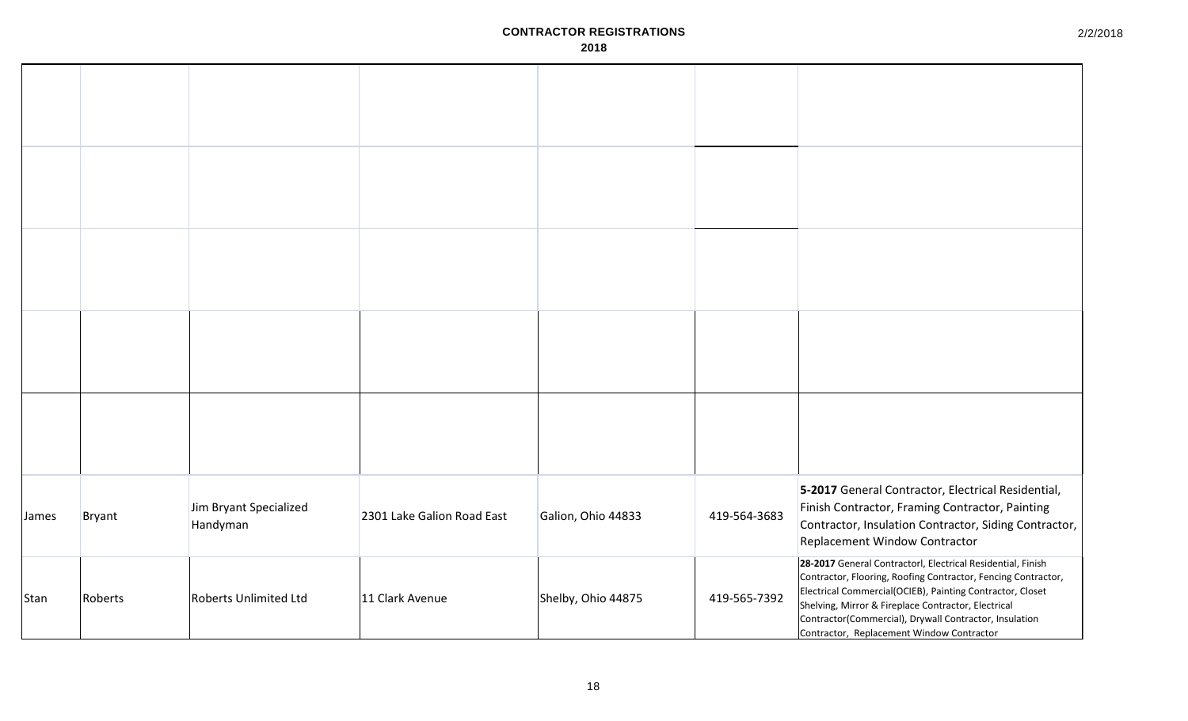# CONTRACTOR REGISTRATIONS

## 2018

| | | | | | | |
|---|---|---|---|---|---|---|
| | | | | | | |
| | | | | | | |
| | | | | | | |
| | | | | | | |
| | | | | | | |
| James | Bryant | Jim Bryant Specialized Handyman | 2301 Lake Galion Road East | Galion, Ohio 44833 | 419-564-3683 | **5-2017** General Contractor, Electrical Residential, Finish Contractor, Framing Contractor, Painting Contractor, Insulation Contractor, Siding Contractor, Replacement Window Contractor |
| Stan | Roberts | Roberts Unlimited Ltd | 11 Clark Avenue | Shelby, Ohio 44875 | 419-565-7392 | **28-2017** General Contractorl, Electrical Residential, Finish Contractor, Flooring, Roofing Contractor, Fencing Contractor, Electrical Commercial(OCIEB), Painting Contractor, Closet Shelving, Mirror & Fireplace Contractor, Electrical Contractor(Commercial), Drywall Contractor, Insulation Contractor, Replacement Window Contractor |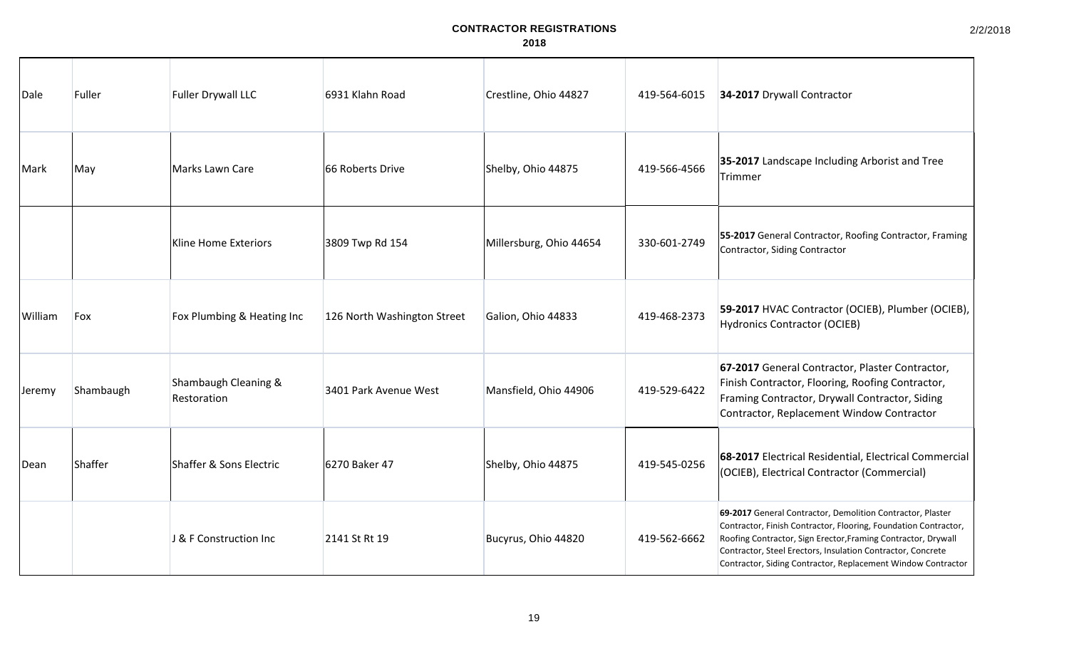# CONTRACTOR REGISTRATIONS

## 2018

2/2/2018

| | | | | | | |
|---|---|---|---|---|---|---|
| Dale | Fuller | Fuller Drywall LLC | 6931 Klahn Road | Crestline, Ohio 44827 | 419-564-6015 | **34-2017** Drywall Contractor |
| Mark | May | Marks Lawn Care | 66 Roberts Drive | Shelby, Ohio 44875 | 419-566-4566 | **35-2017** Landscape Including Arborist and Tree Trimmer |
| | | Kline Home Exteriors | 3809 Twp Rd 154 | Millersburg, Ohio 44654 | 330-601-2749 | **55-2017** General Contractor, Roofing Contractor, Framing Contractor, Siding Contractor |
| William | Fox | Fox Plumbing & Heating Inc | 126 North Washington Street | Galion, Ohio 44833 | 419-468-2373 | **59-2017** HVAC Contractor (OCIEB), Plumber (OCIEB), Hydronics Contractor (OCIEB) |
| Jeremy | Shambaugh | Shambaugh Cleaning & Restoration | 3401 Park Avenue West | Mansfield, Ohio 44906 | 419-529-6422 | **67-2017** General Contractor, Plaster Contractor, Finish Contractor, Flooring, Roofing Contractor, Framing Contractor, Drywall Contractor, Siding Contractor, Replacement Window Contractor |
| Dean | Shaffer | Shaffer & Sons Electric | 6270 Baker 47 | Shelby, Ohio 44875 | 419-545-0256 | **68-2017** Electrical Residential, Electrical Commercial (OCIEB), Electrical Contractor (Commercial) |
| | | J & F Construction Inc | 2141 St Rt 19 | Bucyrus, Ohio 44820 | 419-562-6662 | **69-2017** General Contractor, Demolition Contractor, Plaster Contractor, Finish Contractor, Flooring, Foundation Contractor, Roofing Contractor, Sign Erector,Framing Contractor, Drywall Contractor, Steel Erectors, Insulation Contractor, Concrete Contractor, Siding Contractor, Replacement Window Contractor |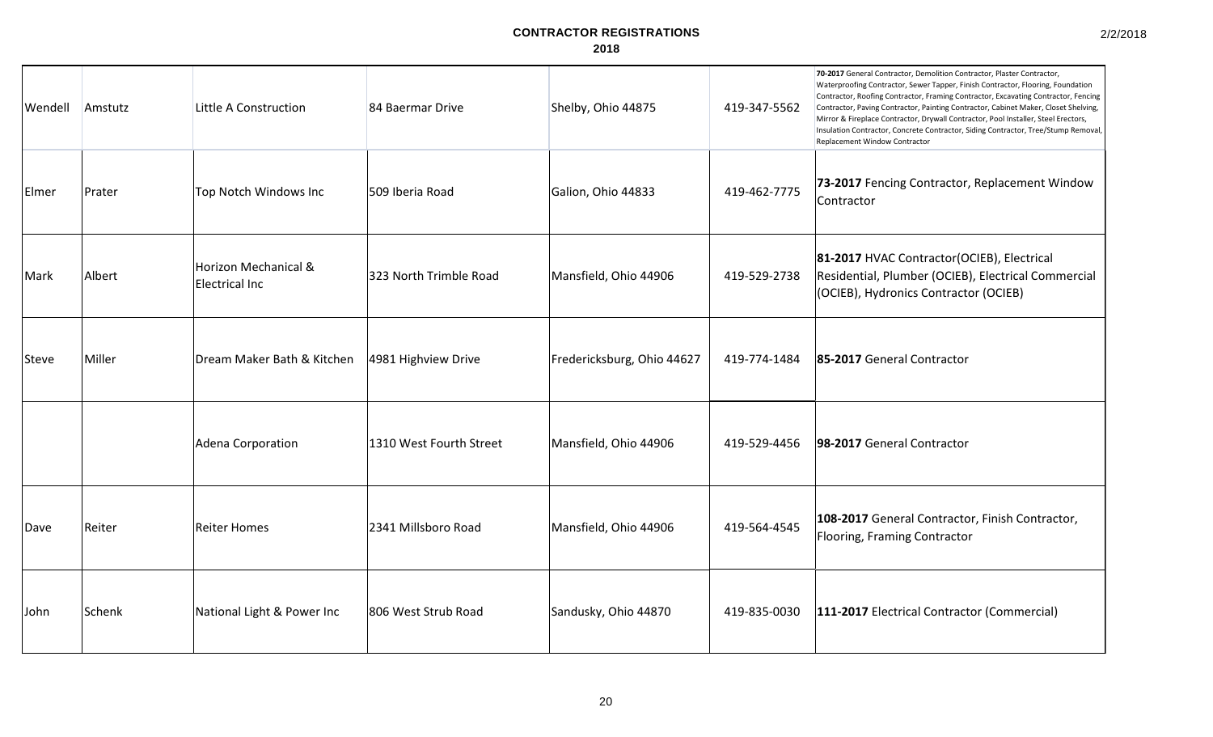# CONTRACTOR REGISTRATIONS
## 2018

| | | | | | | |
|---|---|---|---|---|---|---|
| Wendell | Amstutz | Little A Construction | 84 Baermar Drive | Shelby, Ohio 44875 | 419-347-5562 | **70-2017** General Contractor, Demolition Contractor, Plaster Contractor, Waterproofing Contractor, Sewer Tapper, Finish Contractor, Flooring, Foundation Contractor, Roofing Contractor, Framing Contractor, Excavating Contractor, Fencing Contractor, Paving Contractor, Painting Contractor, Cabinet Maker, Closet Shelving, Mirror & Fireplace Contractor, Drywall Contractor, Pool Installer, Steel Erectors, Insulation Contractor, Concrete Contractor, Siding Contractor, Tree/Stump Removal, Replacement Window Contractor |
| Elmer | Prater | Top Notch Windows Inc | 509 Iberia Road | Galion, Ohio 44833 | 419-462-7775 | **73-2017** Fencing Contractor, Replacement Window Contractor |
| Mark | Albert | Horizon Mechanical & Electrical Inc | 323 North Trimble Road | Mansfield, Ohio 44906 | 419-529-2738 | **81-2017** HVAC Contractor(OCIEB), Electrical Residential, Plumber (OCIEB), Electrical Commercial (OCIEB), Hydronics Contractor (OCIEB) |
| Steve | Miller | Dream Maker Bath & Kitchen | 4981 Highview Drive | Fredericksburg, Ohio 44627 | 419-774-1484 | **85-2017** General Contractor |
| | | Adena Corporation | 1310 West Fourth Street | Mansfield, Ohio 44906 | 419-529-4456 | **98-2017** General Contractor |
| Dave | Reiter | Reiter Homes | 2341 Millsboro Road | Mansfield, Ohio 44906 | 419-564-4545 | **108-2017** General Contractor, Finish Contractor, Flooring, Framing Contractor |
| John | Schenk | National Light & Power Inc | 806 West Strub Road | Sandusky, Ohio 44870 | 419-835-0030 | **111-2017** Electrical Contractor (Commercial) |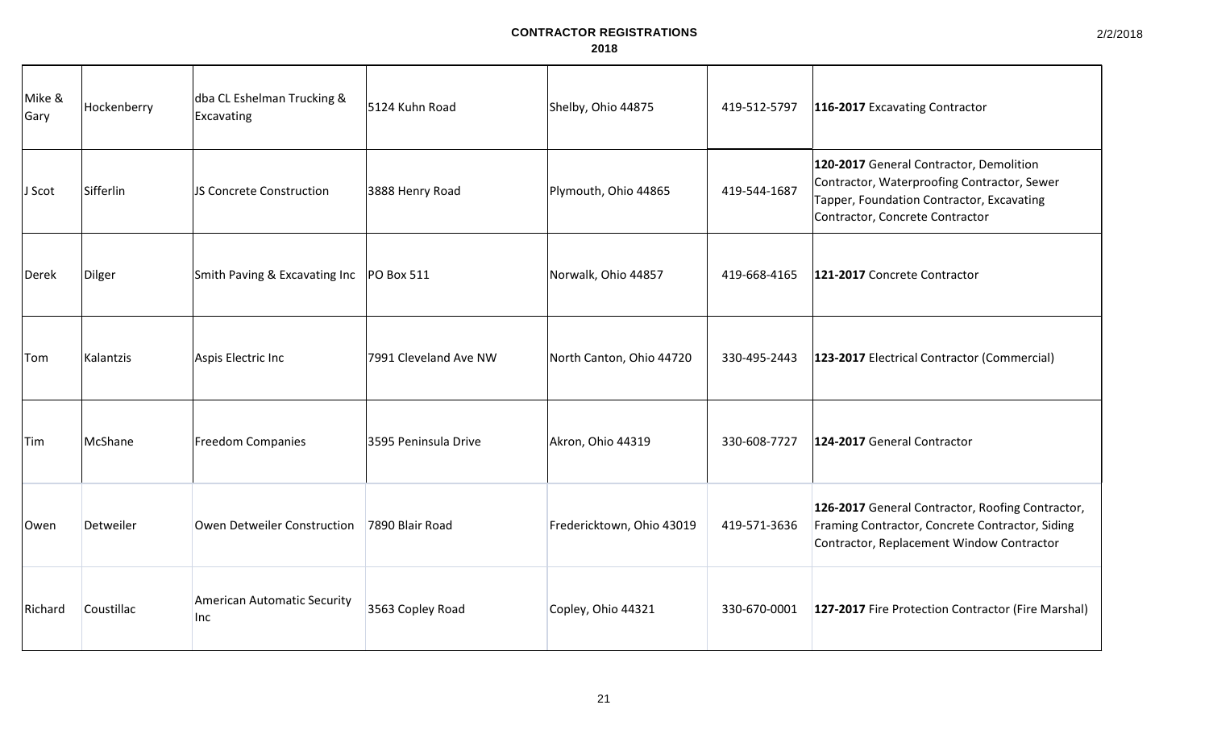**CONTRACTOR REGISTRATIONS**

**2018**

| | | | | | | |
|---|---|---|---|---|---|---|
| Mike & Gary | Hockenberry | dba CL Eshelman Trucking & Excavating | 5124 Kuhn Road | Shelby, Ohio 44875 | 419-512-5797 | **116-2017** Excavating Contractor |
| J Scot | Sifferlin | JS Concrete Construction | 3888 Henry Road | Plymouth, Ohio 44865 | 419-544-1687 | **120-2017** General Contractor, Demolition Contractor, Waterproofing Contractor, Sewer Tapper, Foundation Contractor, Excavating Contractor, Concrete Contractor |
| Derek | Dilger | Smith Paving & Excavating Inc | PO Box 511 | Norwalk, Ohio 44857 | 419-668-4165 | **121-2017** Concrete Contractor |
| Tom | Kalantzis | Aspis Electric Inc | 7991 Cleveland Ave NW | North Canton, Ohio 44720 | 330-495-2443 | **123-2017** Electrical Contractor (Commercial) |
| Tim | McShane | Freedom Companies | 3595 Peninsula Drive | Akron, Ohio 44319 | 330-608-7727 | **124-2017** General Contractor |
| Owen | Detweiler | Owen Detweiler Construction | 7890 Blair Road | Fredericktown, Ohio 43019 | 419-571-3636 | **126-2017** General Contractor, Roofing Contractor, Framing Contractor, Concrete Contractor, Siding Contractor, Replacement Window Contractor |
| Richard | Coustillac | American Automatic Security Inc | 3563 Copley Road | Copley, Ohio 44321 | 330-670-0001 | **127-2017** Fire Protection Contractor (Fire Marshal) |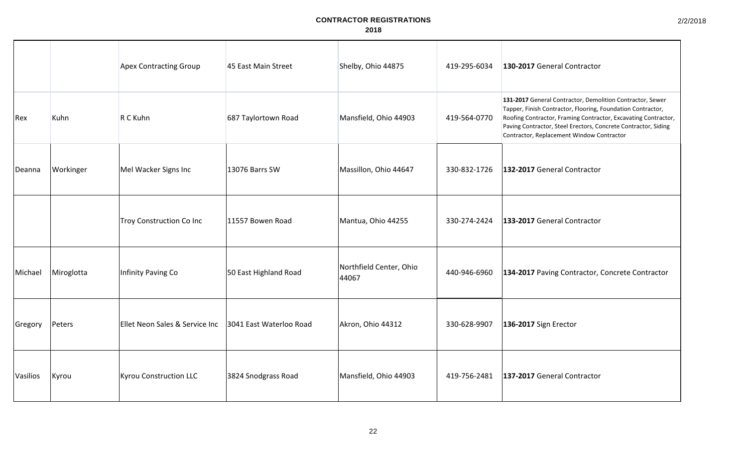# CONTRACTOR REGISTRATIONS

**2018**

| | | | | | | |
|---|---|---|---|---|---|---|
| | | Apex Contracting Group | 45 East Main Street | Shelby, Ohio 44875 | 419-295-6034 | **130-2017** General Contractor |
| Rex | Kuhn | R C Kuhn | 687 Taylortown Road | Mansfield, Ohio 44903 | 419-564-0770 | **131-2017** General Contractor, Demolition Contractor, Sewer Tapper, Finish Contractor, Flooring, Foundation Contractor, Roofing Contractor, Framing Contractor, Excavating Contractor, Paving Contractor, Steel Erectors, Concrete Contractor, Siding Contractor, Replacement Window Contractor |
| Deanna | Workinger | Mel Wacker Signs Inc | 13076 Barrs SW | Massillon, Ohio 44647 | 330-832-1726 | **132-2017** General Contractor |
| | | Troy Construction Co Inc | 11557 Bowen Road | Mantua, Ohio 44255 | 330-274-2424 | **133-2017** General Contractor |
| Michael | Miroglotta | Infinity Paving Co | 50 East Highland Road | Northfield Center, Ohio 44067 | 440-946-6960 | **134-2017** Paving Contractor, Concrete Contractor |
| Gregory | Peters | Ellet Neon Sales & Service Inc | 3041 East Waterloo Road | Akron, Ohio 44312 | 330-628-9907 | **136-2017** Sign Erector |
| Vasilios | Kyrou | Kyrou Construction LLC | 3824 Snodgrass Road | Mansfield, Ohio 44903 | 419-756-2481 | **137-2017** General Contractor |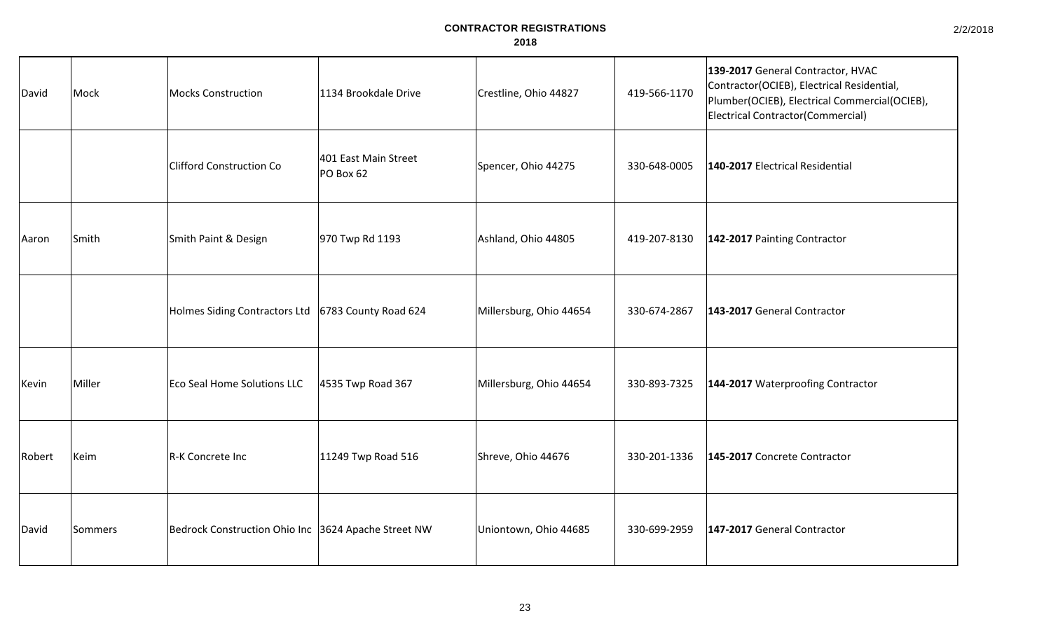**CONTRACTOR REGISTRATIONS**
**2018**

| | | | | | | |
|---|---|---|---|---|---|---|
| David | Mock | Mocks Construction | 1134 Brookdale Drive | Crestline, Ohio 44827 | 419-566-1170 | **139-2017** General Contractor, HVAC Contractor(OCIEB), Electrical Residential, Plumber(OCIEB), Electrical Commercial(OCIEB), Electrical Contractor(Commercial) |
| | | Clifford Construction Co | 401 East Main Street PO Box 62 | Spencer, Ohio 44275 | 330-648-0005 | **140-2017** Electrical Residential |
| Aaron | Smith | Smith Paint & Design | 970 Twp Rd 1193 | Ashland, Ohio 44805 | 419-207-8130 | **142-2017** Painting Contractor |
| | | Holmes Siding Contractors Ltd | 6783 County Road 624 | Millersburg, Ohio 44654 | 330-674-2867 | **143-2017** General Contractor |
| Kevin | Miller | Eco Seal Home Solutions LLC | 4535 Twp Road 367 | Millersburg, Ohio 44654 | 330-893-7325 | **144-2017** Waterproofing Contractor |
| Robert | Keim | R-K Concrete Inc | 11249 Twp Road 516 | Shreve, Ohio 44676 | 330-201-1336 | **145-2017** Concrete Contractor |
| David | Sommers | Bedrock Construction Ohio Inc | 3624 Apache Street NW | Uniontown, Ohio 44685 | 330-699-2959 | **147-2017** General Contractor |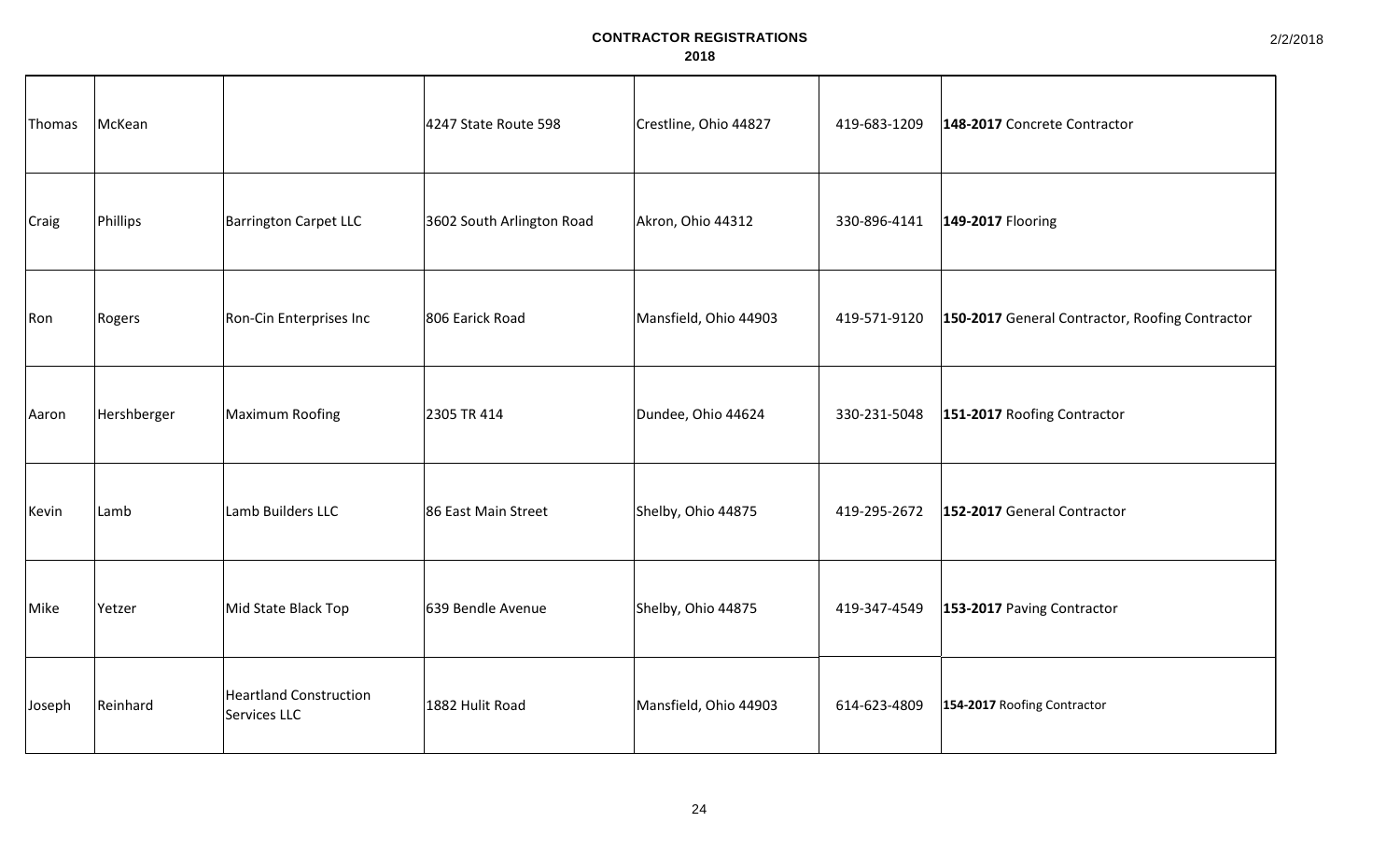# CONTRACTOR REGISTRATIONS

## 2018

| | | | | | | |
|---|---|---|---|---|---|---|
| Thomas | McKean | | 4247 State Route 598 | Crestline, Ohio 44827 | 419-683-1209 | **148-2017** Concrete Contractor |
| Craig | Phillips | Barrington Carpet LLC | 3602 South Arlington Road | Akron, Ohio 44312 | 330-896-4141 | **149-2017** Flooring |
| Ron | Rogers | Ron-Cin Enterprises Inc | 806 Earick Road | Mansfield, Ohio 44903 | 419-571-9120 | **150-2017** General Contractor, Roofing Contractor |
| Aaron | Hershberger | Maximum Roofing | 2305 TR 414 | Dundee, Ohio 44624 | 330-231-5048 | **151-2017** Roofing Contractor |
| Kevin | Lamb | Lamb Builders LLC | 86 East Main Street | Shelby, Ohio 44875 | 419-295-2672 | **152-2017** General Contractor |
| Mike | Yetzer | Mid State Black Top | 639 Bendle Avenue | Shelby, Ohio 44875 | 419-347-4549 | **153-2017** Paving Contractor |
| Joseph | Reinhard | Heartland Construction Services LLC | 1882 Hulit Road | Mansfield, Ohio 44903 | 614-623-4809 | **154-2017** Roofing Contractor |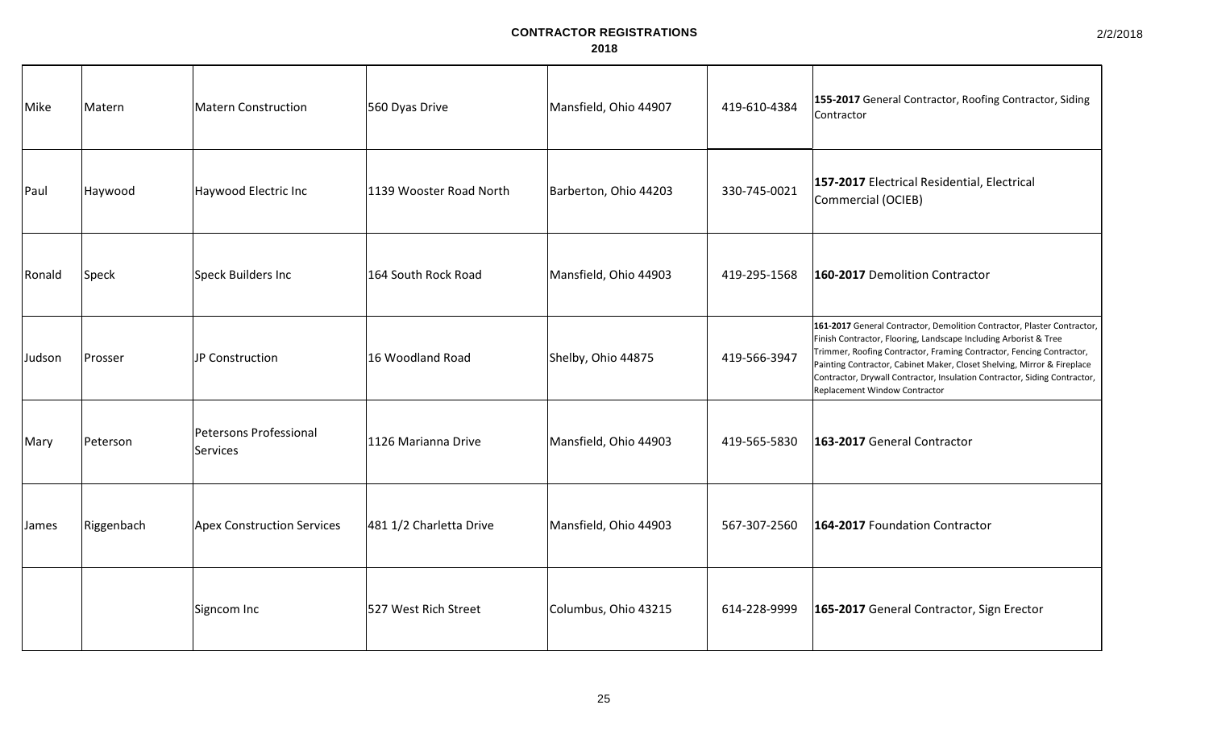# CONTRACTOR REGISTRATIONS

## 2018

| | | | | | | |
|---|---|---|---|---|---|---|
| Mike | Matern | Matern Construction | 560 Dyas Drive | Mansfield, Ohio 44907 | 419-610-4384 | **155-2017** General Contractor, Roofing Contractor, Siding Contractor |
| Paul | Haywood | Haywood Electric Inc | 1139 Wooster Road North | Barberton, Ohio 44203 | 330-745-0021 | **157-2017** Electrical Residential, Electrical Commercial (OCIEB) |
| Ronald | Speck | Speck Builders Inc | 164 South Rock Road | Mansfield, Ohio 44903 | 419-295-1568 | **160-2017** Demolition Contractor |
| Judson | Prosser | JP Construction | 16 Woodland Road | Shelby, Ohio 44875 | 419-566-3947 | **161-2017** General Contractor, Demolition Contractor, Plaster Contractor, Finish Contractor, Flooring, Landscape Including Arborist & Tree Trimmer, Roofing Contractor, Framing Contractor, Fencing Contractor, Painting Contractor, Cabinet Maker, Closet Shelving, Mirror & Fireplace Contractor, Drywall Contractor, Insulation Contractor, Siding Contractor, Replacement Window Contractor |
| Mary | Peterson | Petersons Professional Services | 1126 Marianna Drive | Mansfield, Ohio 44903 | 419-565-5830 | **163-2017** General Contractor |
| James | Riggenbach | Apex Construction Services | 481 1/2 Charletta Drive | Mansfield, Ohio 44903 | 567-307-2560 | **164-2017** Foundation Contractor |
| | | Signcom Inc | 527 West Rich Street | Columbus, Ohio 43215 | 614-228-9999 | **165-2017** General Contractor, Sign Erector |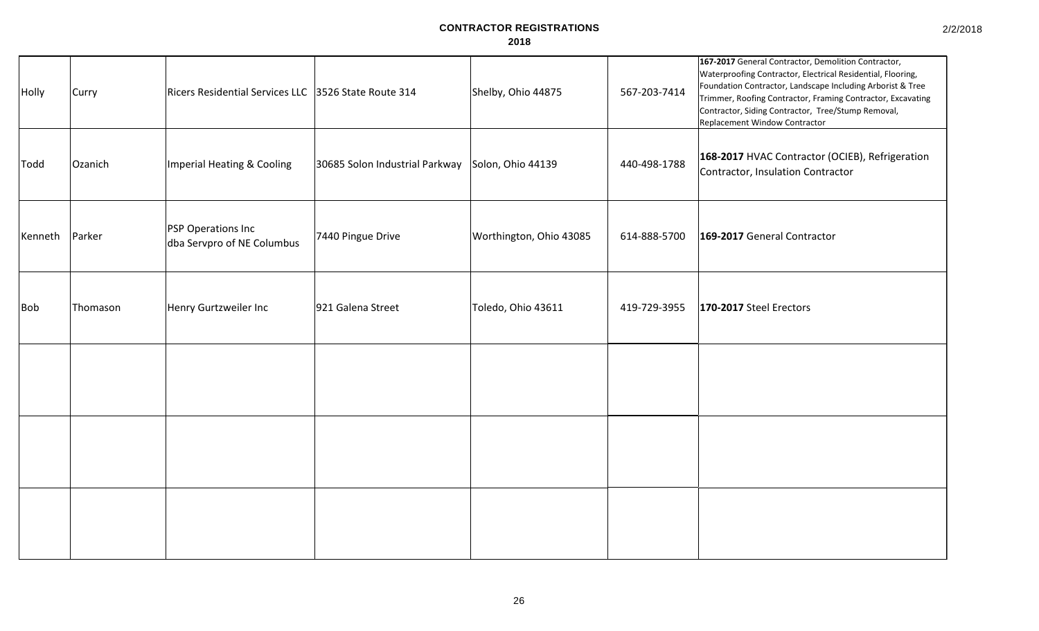# CONTRACTOR REGISTRATIONS

## 2018

| | | | | | | |
|---|---|---|---|---|---|---|
| Holly | Curry | Ricers Residential Services LLC | 3526 State Route 314 | Shelby, Ohio 44875 | 567-203-7414 | **167-2017** General Contractor, Demolition Contractor, Waterproofing Contractor, Electrical Residential, Flooring, Foundation Contractor, Landscape Including Arborist & Tree Trimmer, Roofing Contractor, Framing Contractor, Excavating Contractor, Siding Contractor, Tree/Stump Removal, Replacement Window Contractor |
| Todd | Ozanich | Imperial Heating & Cooling | 30685 Solon Industrial Parkway | Solon, Ohio 44139 | 440-498-1788 | **168-2017** HVAC Contractor (OCIEB), Refrigeration Contractor, Insulation Contractor |
| Kenneth | Parker | PSP Operations Inc dba Servpro of NE Columbus | 7440 Pingue Drive | Worthington, Ohio 43085 | 614-888-5700 | **169-2017** General Contractor |
| Bob | Thomason | Henry Gurtzweiler Inc | 921 Galena Street | Toledo, Ohio 43611 | 419-729-3955 | **170-2017** Steel Erectors |
| | | | | | | |
| | | | | | | |
| | | | | | | |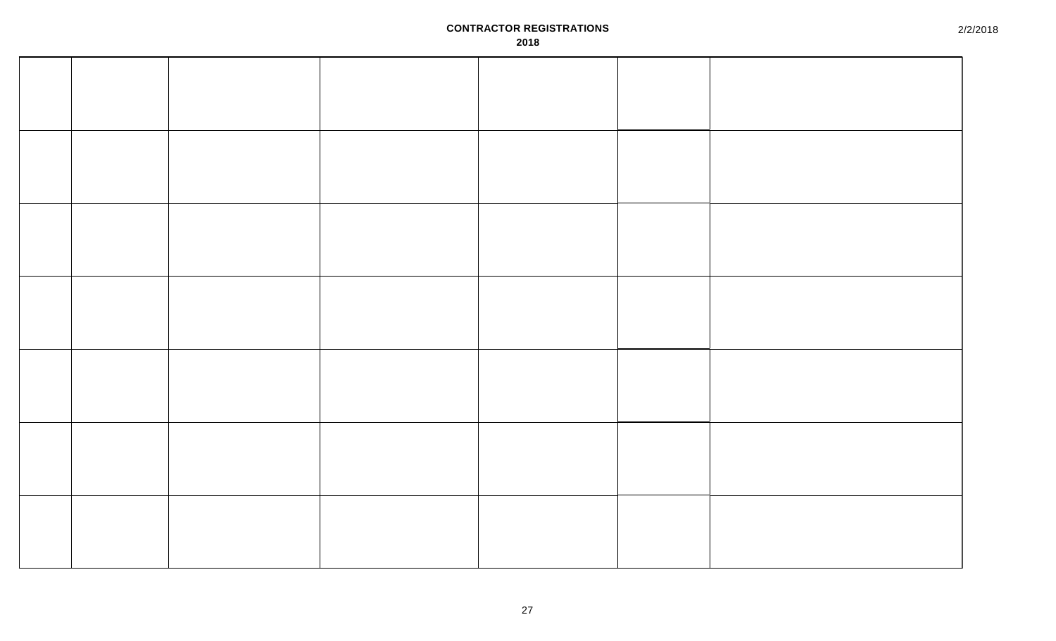**CONTRACTOR REGISTRATIONS**
**2018**

| | | | | | | |
|---|---|---|---|---|---|---|
| | | | | | | |
| | | | | | | |
| | | | | | | |
| | | | | | | |
| | | | | | | |
| | | | | | | |
| | | | | | | |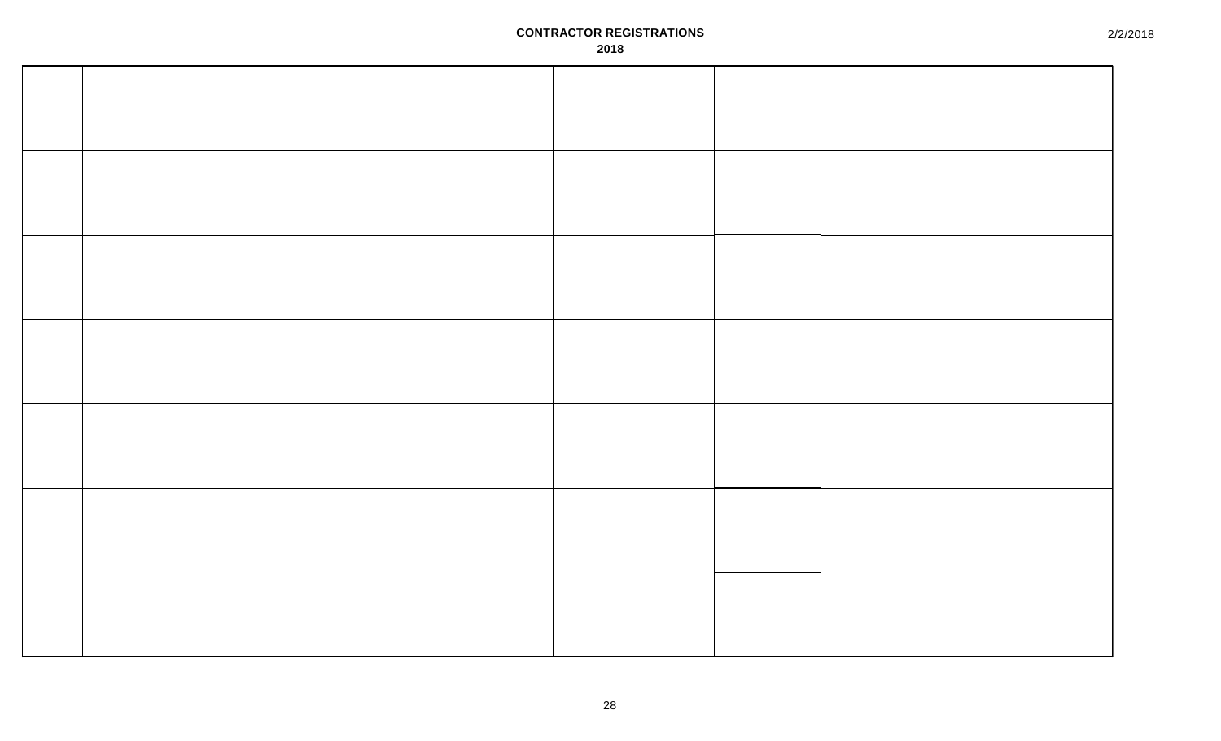**CONTRACTOR REGISTRATIONS**
**2018**

2/2/2018

| | | | | | | |
|---|---|---|---|---|---|---|
| | | | | | | |
| | | | | | | |
| | | | | | | |
| | | | | | | |
| | | | | | | |
| | | | | | | |
| | | | | | | |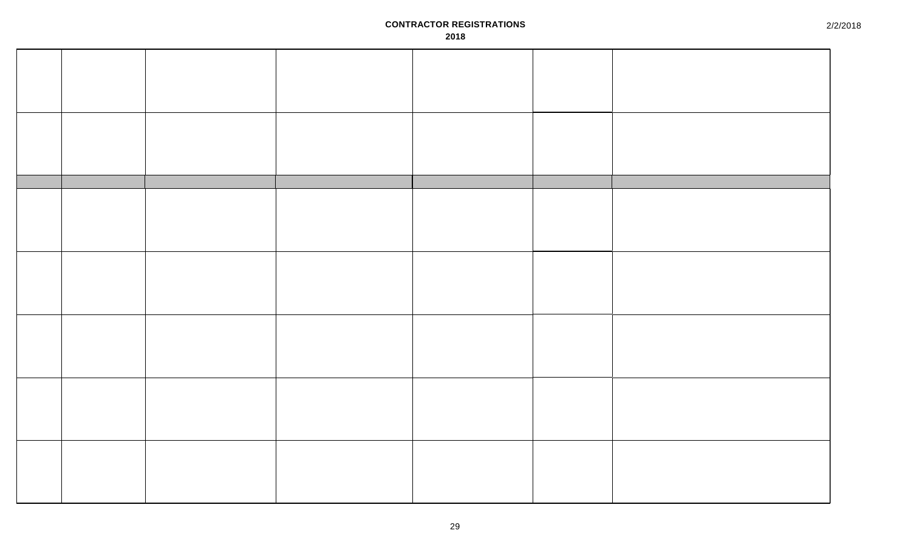**CONTRACTOR REGISTRATIONS**
**2018**

2/2/2018

| | | | | | | |
|---|---|---|---|---|---|---|
| | | | | | | |
| | | | | | | |
| | | | | | | |
| | | | | | | |
| | | | | | | |
| | | | | | | |
| | | | | | | |
| | | | | | | |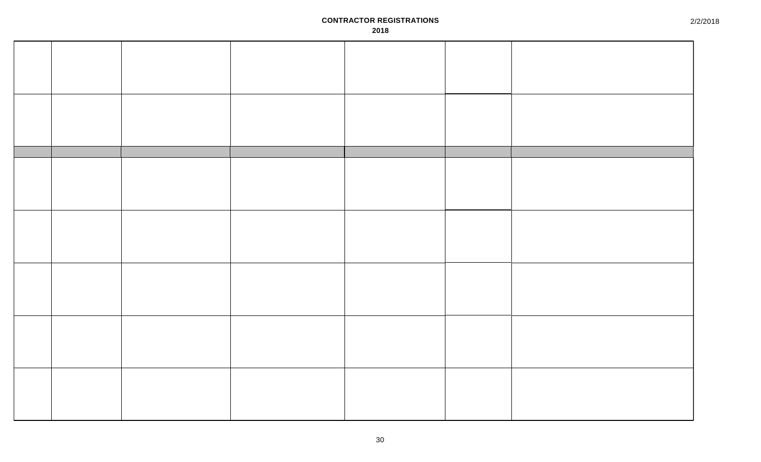**CONTRACTOR REGISTRATIONS**
**2018**

| | | | | | | |
|---|---|---|---|---|---|---|
| | | | | | | |
| | | | | | | |
| | | | | | | |
| | | | | | | |
| | | | | | | |
| | | | | | | |
| | | | | | | |
| | | | | | | |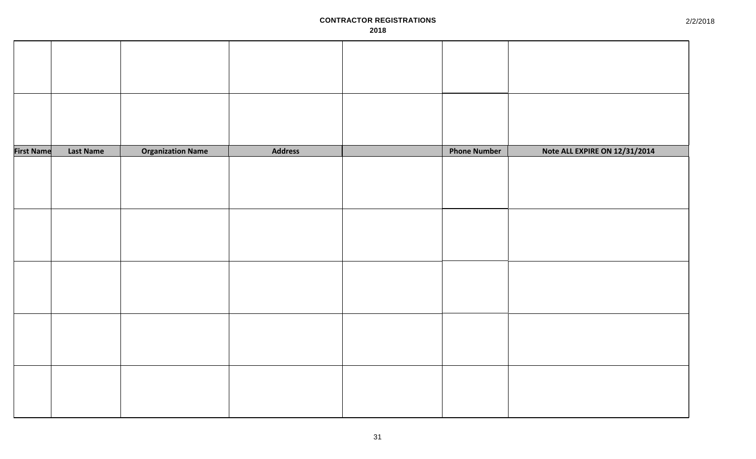**CONTRACTOR REGISTRATIONS**

**2018**

| | | | | | | |
|---|---|---|---|---|---|---|
| | | | | | | |
| | | | | | | |
| **First Name** | **Last Name** | **Organization Name** | **Address** | | **Phone Number** | **Note ALL EXPIRE ON 12/31/2014** |
| | | | | | | |
| | | | | | | |
| | | | | | | |
| | | | | | | |
| | | | | | | |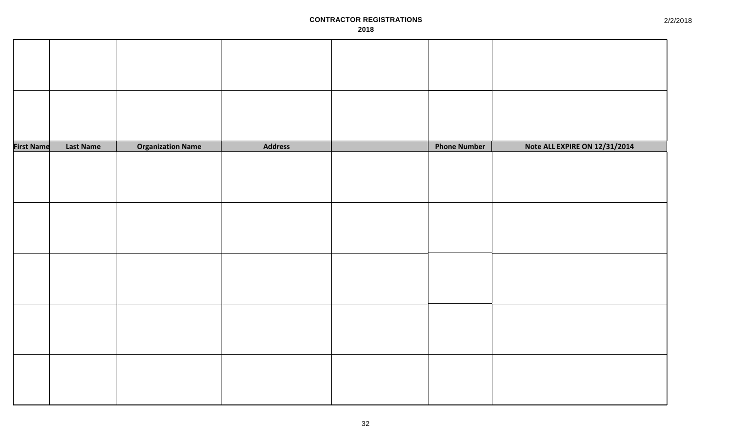**CONTRACTOR REGISTRATIONS**
**2018**

2/2/2018

| | | | | | | |
|---|---|---|---|---|---|---|
| | | | | | | |
| | | | | | | |
| **First Name** | **Last Name** | **Organization Name** | **Address** | | **Phone Number** | **Note ALL EXPIRE ON 12/31/2014** |
| | | | | | | |
| | | | | | | |
| | | | | | | |
| | | | | | | |
| | | | | | | |